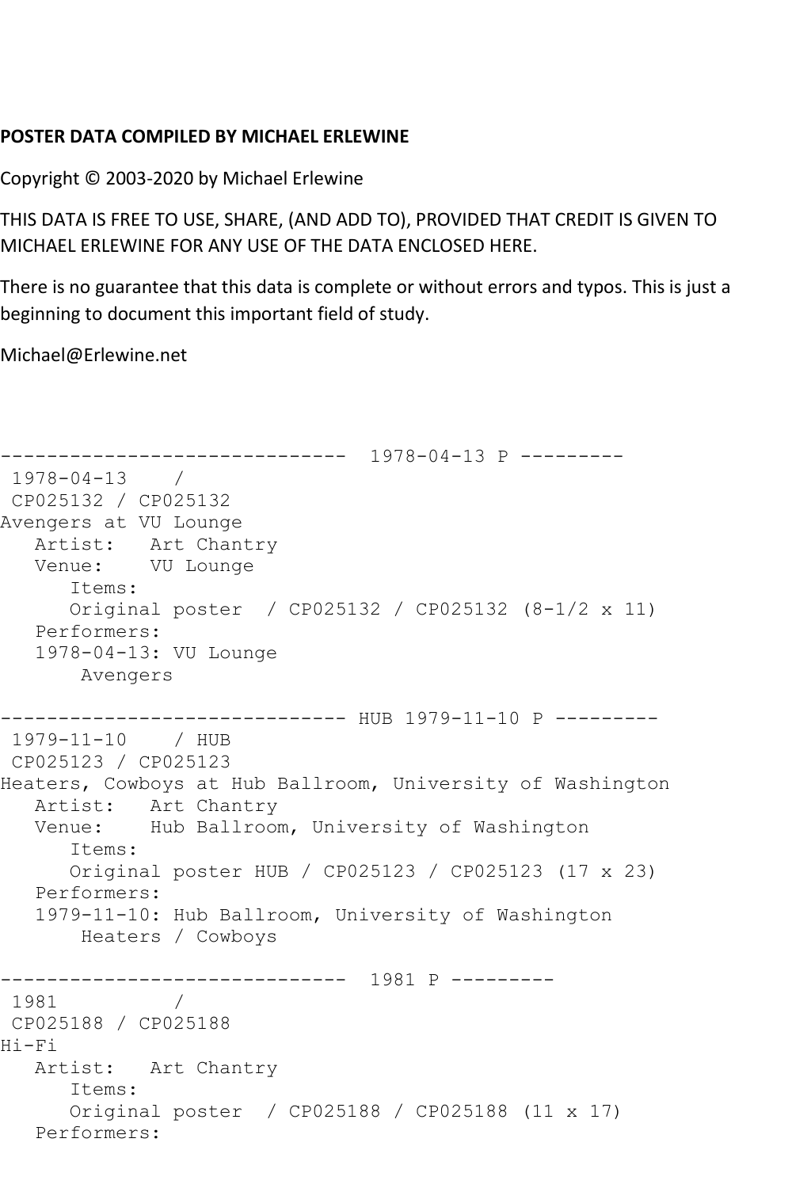**POSTER DATA COMPILED BY MICHAEL ERLEWINE**

Copyright © 2003-2020 by Michael Erlewine

THIS DATA IS FREE TO USE, SHARE, (AND ADD TO), PROVIDED THAT CREDIT IS GIVEN TO MICHAEL ERLEWINE FOR ANY USE OF THE DATA ENCLOSED HERE.

There is no guarantee that this data is complete or without errors and typos. This is just a beginning to document this important field of study.

Michael@Erlewine.net

```
------------------------------  1978-04-13 P ---------
 1978-04-13    / 
 CP025132 / CP025132
Avengers at VU Lounge
   Artist:   Art Chantry
   Venue:    VU Lounge
      Items:
      Original poster  / CP025132 / CP025132 (8-1/2 x 11)
   Performers:
   1978-04-13: VU Lounge
       Avengers

------------------------------ HUB 1979-11-10 P ---------
 1979-11-10    / HUB
 CP025123 / CP025123
Heaters, Cowboys at Hub Ballroom, University of Washington
   Artist:   Art Chantry
   Venue:    Hub Ballroom, University of Washington
      Items:
      Original poster HUB / CP025123 / CP025123 (17 x 23)
   Performers:
   1979-11-10: Hub Ballroom, University of Washington
       Heaters / Cowboys

------------------------------  1981 P ---------
 1981          / 
 CP025188 / CP025188
Hi-Fi
   Artist:   Art Chantry
      Items:
      Original poster  / CP025188 / CP025188 (11 x 17)
   Performers:
```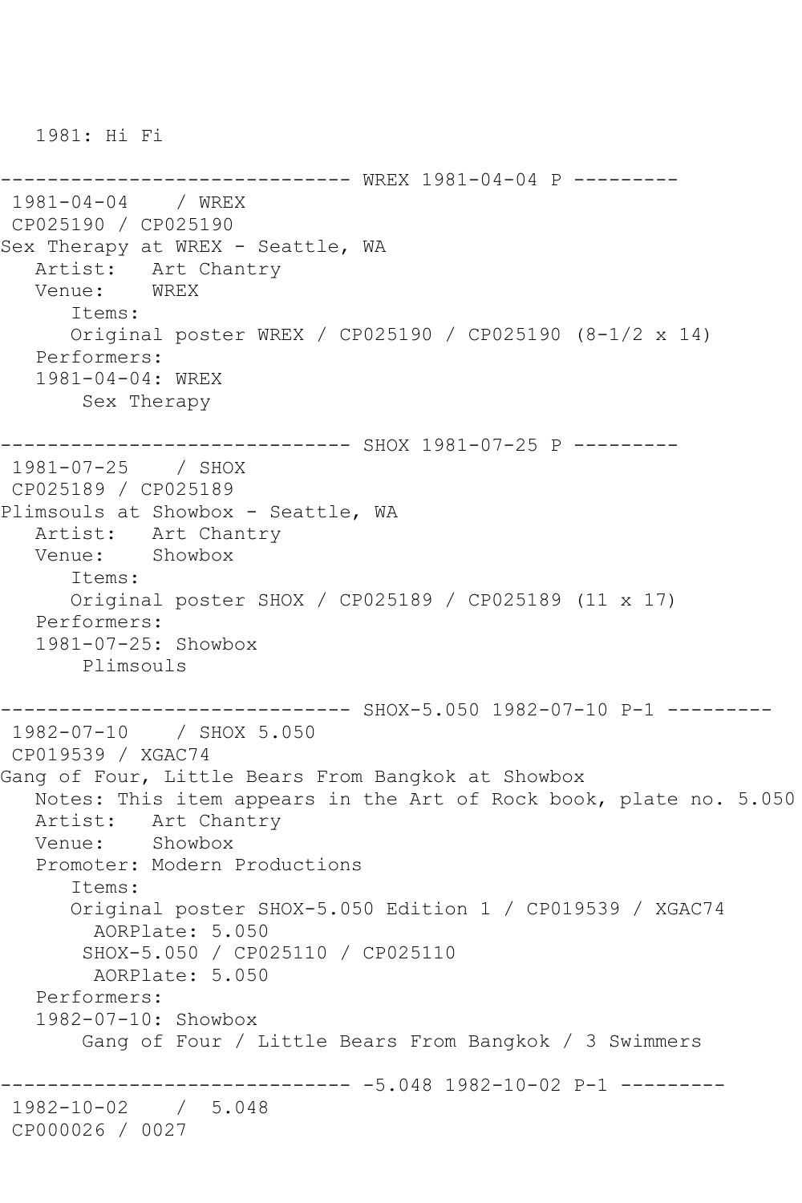1981: Hi Fi

```
------------------------------ WREX 1981-04-04 P ---------
 1981-04-04    / WREX
 CP025190 / CP025190
Sex Therapy at WREX - Seattle, WA
   Artist:   Art Chantry
   Venue:    WREX
      Items:
      Original poster WREX / CP025190 / CP025190 (8-1/2 x 14)
   Performers:
   1981-04-04: WREX
       Sex Therapy

------------------------------ SHOX 1981-07-25 P ---------
 1981-07-25    / SHOX
 CP025189 / CP025189
Plimsouls at Showbox - Seattle, WA
   Artist:   Art Chantry
   Venue:    Showbox
      Items:
      Original poster SHOX / CP025189 / CP025189 (11 x 17)
   Performers:
   1981-07-25: Showbox
       Plimsouls

------------------------------ SHOX-5.050 1982-07-10 P-1 ---------
 1982-07-10    / SHOX 5.050
 CP019539 / XGAC74
Gang of Four, Little Bears From Bangkok at Showbox
   Notes: This item appears in the Art of Rock book, plate no. 5.050
   Artist:   Art Chantry
   Venue:    Showbox
   Promoter: Modern Productions
      Items:
      Original poster SHOX-5.050 Edition 1 / CP019539 / XGAC74
        AORPlate: 5.050
       SHOX-5.050 / CP025110 / CP025110
        AORPlate: 5.050
   Performers:
   1982-07-10: Showbox
       Gang of Four / Little Bears From Bangkok / 3 Swimmers

------------------------------ -5.048 1982-10-02 P-1 ---------
 1982-10-02    /  5.048
 CP000026 / 0027
```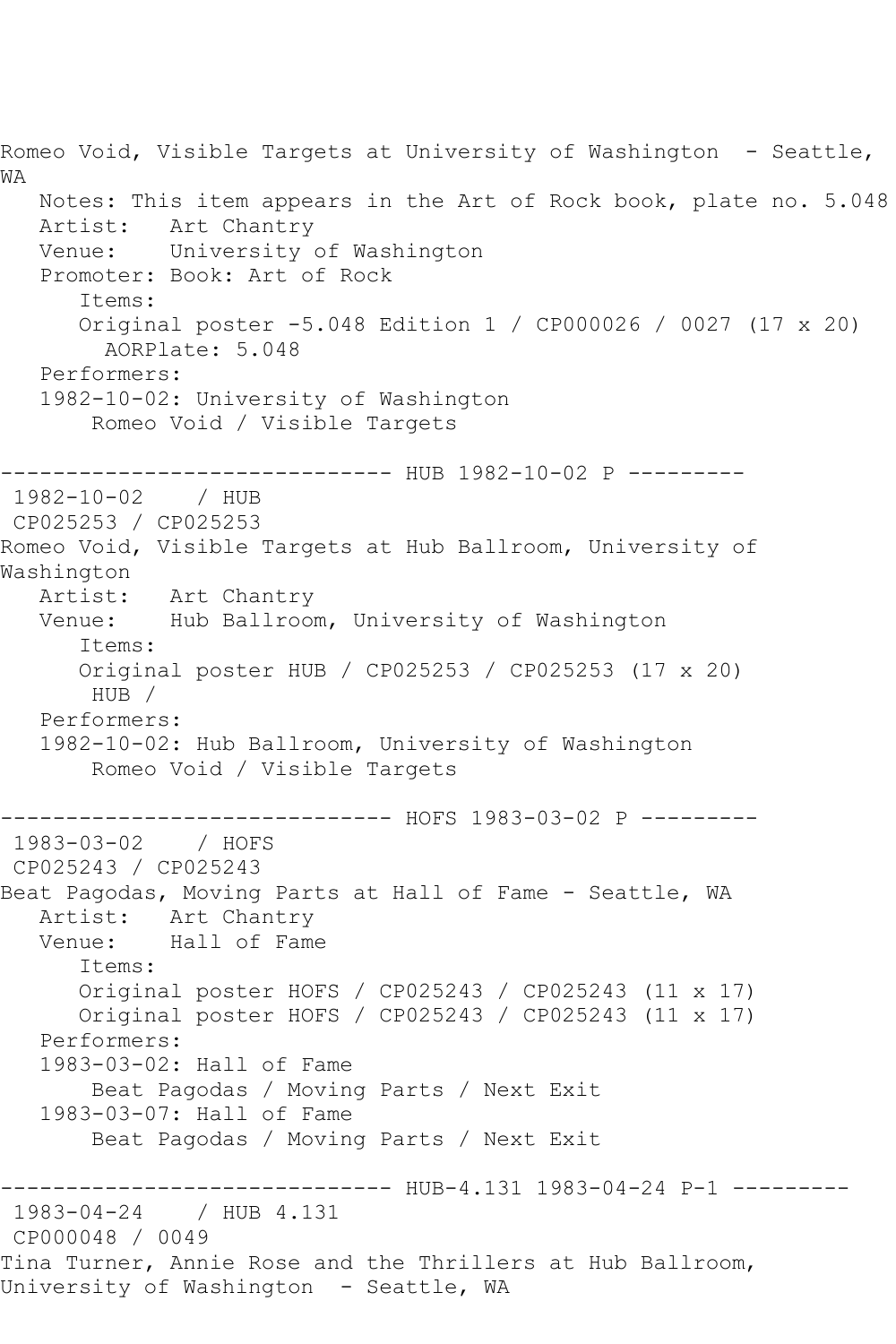Romeo Void, Visible Targets at University of Washington - Seattle, WA

Notes: This item appears in the Art of Rock book, plate no. 5.048
Artist: Art Chantry
Venue: University of Washington
Promoter: Book: Art of Rock
Items:
Original poster -5.048 Edition 1 / CP000026 / 0027 (17 x 20)
AORPlate: 5.048
Performers:
1982-10-02: University of Washington
Romeo Void / Visible Targets

------------------------------ HUB 1982-10-02 P ---------

1982-10-02 / HUB
CP025253 / CP025253
Romeo Void, Visible Targets at Hub Ballroom, University of Washington

Artist: Art Chantry
Venue: Hub Ballroom, University of Washington
Items:
Original poster HUB / CP025253 / CP025253 (17 x 20)
HUB /
Performers:
1982-10-02: Hub Ballroom, University of Washington
Romeo Void / Visible Targets

------------------------------ HOFS 1983-03-02 P ---------

1983-03-02 / HOFS
CP025243 / CP025243
Beat Pagodas, Moving Parts at Hall of Fame - Seattle, WA

Artist: Art Chantry
Venue: Hall of Fame
Items:
Original poster HOFS / CP025243 / CP025243 (11 x 17)
Original poster HOFS / CP025243 / CP025243 (11 x 17)
Performers:
1983-03-02: Hall of Fame
Beat Pagodas / Moving Parts / Next Exit
1983-03-07: Hall of Fame
Beat Pagodas / Moving Parts / Next Exit

------------------------------ HUB-4.131 1983-04-24 P-1 ---------

1983-04-24 / HUB 4.131
CP000048 / 0049
Tina Turner, Annie Rose and the Thrillers at Hub Ballroom, University of Washington - Seattle, WA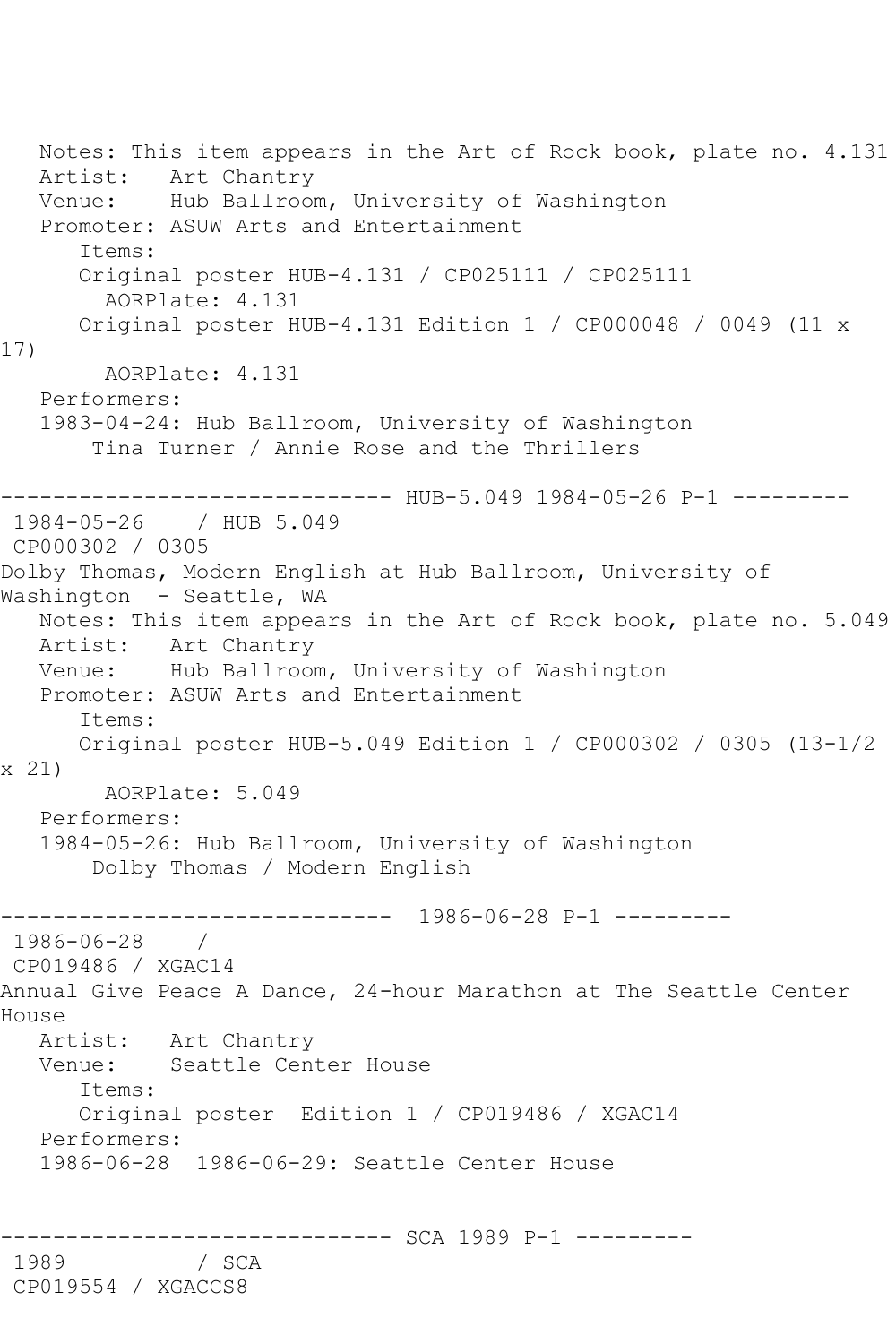Notes: This item appears in the Art of Rock book, plate no. 4.131
Artist: Art Chantry
Venue: Hub Ballroom, University of Washington
Promoter: ASUW Arts and Entertainment
Items:
Original poster HUB-4.131 / CP025111 / CP025111
AORPlate: 4.131
Original poster HUB-4.131 Edition 1 / CP000048 / 0049 (11 x 17)
AORPlate: 4.131
Performers:
1983-04-24: Hub Ballroom, University of Washington
Tina Turner / Annie Rose and the Thrillers

------------------------------ HUB-5.049 1984-05-26 P-1 ---------

1984-05-26 / HUB 5.049
CP000302 / 0305
Dolby Thomas, Modern English at Hub Ballroom, University of Washington - Seattle, WA
Notes: This item appears in the Art of Rock book, plate no. 5.049
Artist: Art Chantry
Venue: Hub Ballroom, University of Washington
Promoter: ASUW Arts and Entertainment
Items:
Original poster HUB-5.049 Edition 1 / CP000302 / 0305 (13-1/2 x 21)
AORPlate: 5.049
Performers:
1984-05-26: Hub Ballroom, University of Washington
Dolby Thomas / Modern English

------------------------------ 1986-06-28 P-1 ---------

1986-06-28 /
CP019486 / XGAC14
Annual Give Peace A Dance, 24-hour Marathon at The Seattle Center House
Artist: Art Chantry
Venue: Seattle Center House
Items:
Original poster Edition 1 / CP019486 / XGAC14
Performers:
1986-06-28 1986-06-29: Seattle Center House

------------------------------ SCA 1989 P-1 ---------

1989 / SCA
CP019554 / XGACCS8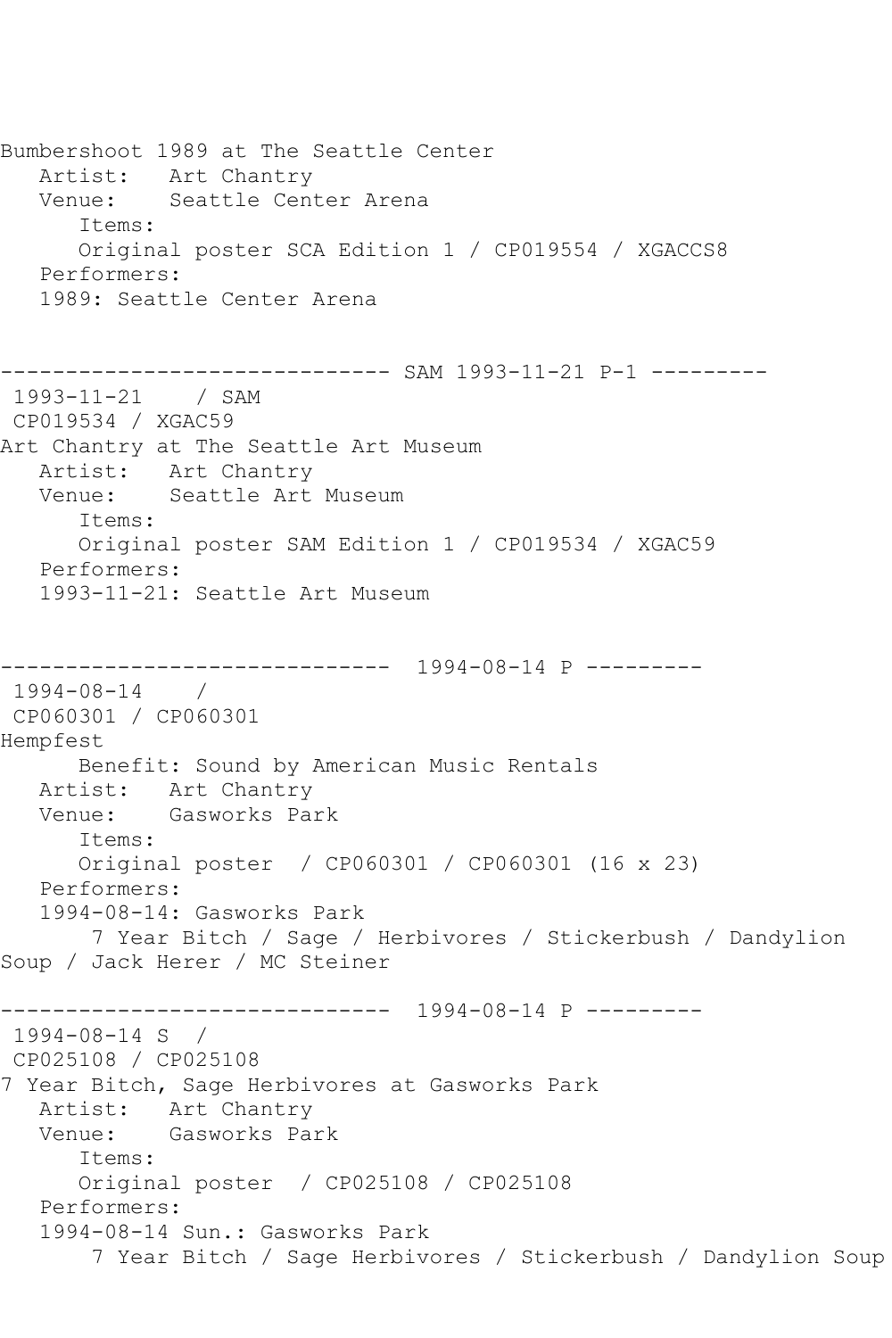Bumbershoot 1989 at The Seattle Center
Artist: Art Chantry
Venue: Seattle Center Arena
Items:
Original poster SCA Edition 1 / CP019554 / XGACCS8
Performers:
1989: Seattle Center Arena

------------------------------ SAM 1993-11-21 P-1 ---------
1993-11-21 / SAM
CP019534 / XGAC59
Art Chantry at The Seattle Art Museum
Artist: Art Chantry
Venue: Seattle Art Museum
Items:
Original poster SAM Edition 1 / CP019534 / XGAC59
Performers:
1993-11-21: Seattle Art Museum

------------------------------ 1994-08-14 P ---------
1994-08-14 /
CP060301 / CP060301
Hempfest
Benefit: Sound by American Music Rentals
Artist: Art Chantry
Venue: Gasworks Park
Items:
Original poster / CP060301 / CP060301 (16 x 23)
Performers:
1994-08-14: Gasworks Park
7 Year Bitch / Sage / Herbivores / Stickerbush / Dandylion Soup / Jack Herer / MC Steiner

------------------------------ 1994-08-14 P ---------
1994-08-14 S /
CP025108 / CP025108
7 Year Bitch, Sage Herbivores at Gasworks Park
Artist: Art Chantry
Venue: Gasworks Park
Items:
Original poster / CP025108 / CP025108
Performers:
1994-08-14 Sun.: Gasworks Park
7 Year Bitch / Sage Herbivores / Stickerbush / Dandylion Soup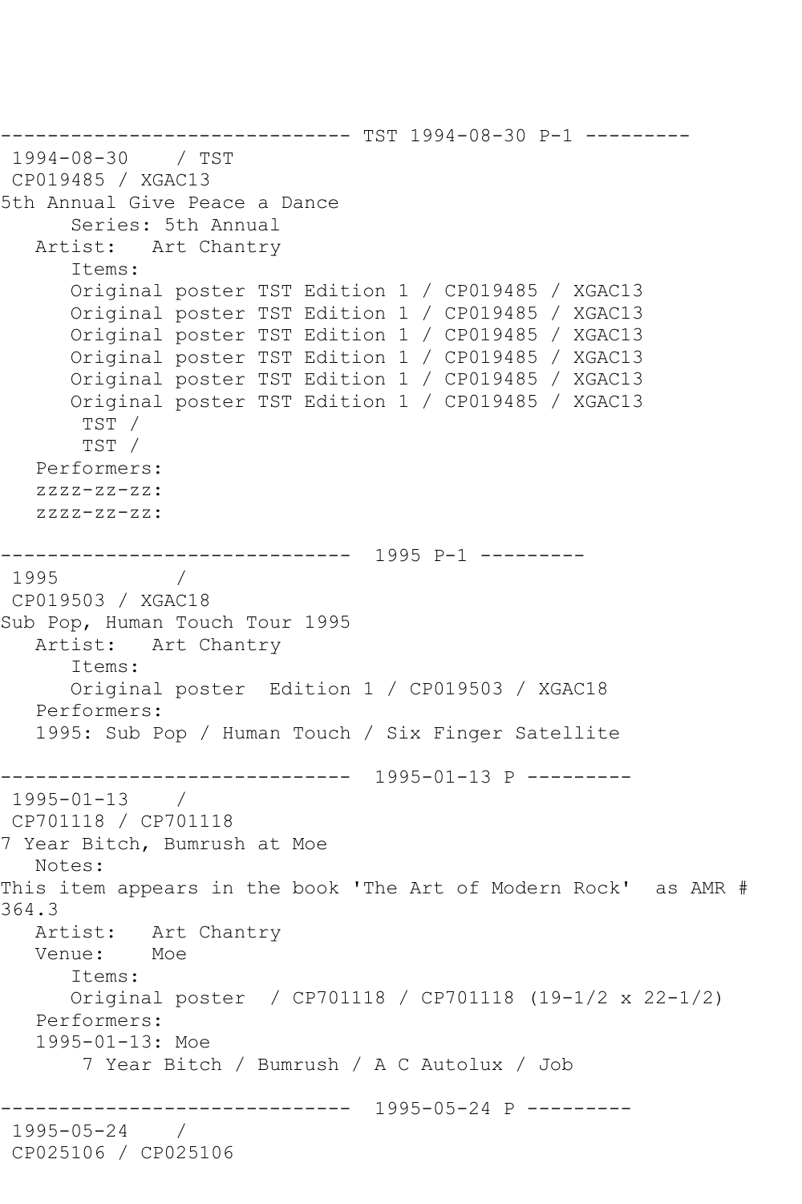```
------------------------------ TST 1994-08-30 P-1 ---------
 1994-08-30    / TST 
 CP019485 / XGAC13
5th Annual Give Peace a Dance
      Series: 5th Annual
   Artist:   Art Chantry
      Items:
      Original poster TST Edition 1 / CP019485 / XGAC13
      Original poster TST Edition 1 / CP019485 / XGAC13
      Original poster TST Edition 1 / CP019485 / XGAC13
      Original poster TST Edition 1 / CP019485 / XGAC13
      Original poster TST Edition 1 / CP019485 / XGAC13
      Original poster TST Edition 1 / CP019485 / XGAC13
       TST / 
       TST / 
   Performers:
   zzzz-zz-zz:
   zzzz-zz-zz:

------------------------------  1995 P-1 ---------
 1995          / 
 CP019503 / XGAC18
Sub Pop, Human Touch Tour 1995
   Artist:   Art Chantry
      Items:
      Original poster  Edition 1 / CP019503 / XGAC18
   Performers:
   1995: Sub Pop / Human Touch / Six Finger Satellite

------------------------------  1995-01-13 P ---------
 1995-01-13    / 
 CP701118 / CP701118
7 Year Bitch, Bumrush at Moe
   Notes:
This item appears in the book 'The Art of Modern Rock'  as AMR #
364.3
   Artist:   Art Chantry
   Venue:    Moe
      Items:
      Original poster  / CP701118 / CP701118 (19-1/2 x 22-1/2)
   Performers:
   1995-01-13: Moe
       7 Year Bitch / Bumrush / A C Autolux / Job

------------------------------  1995-05-24 P ---------
 1995-05-24    / 
 CP025106 / CP025106
```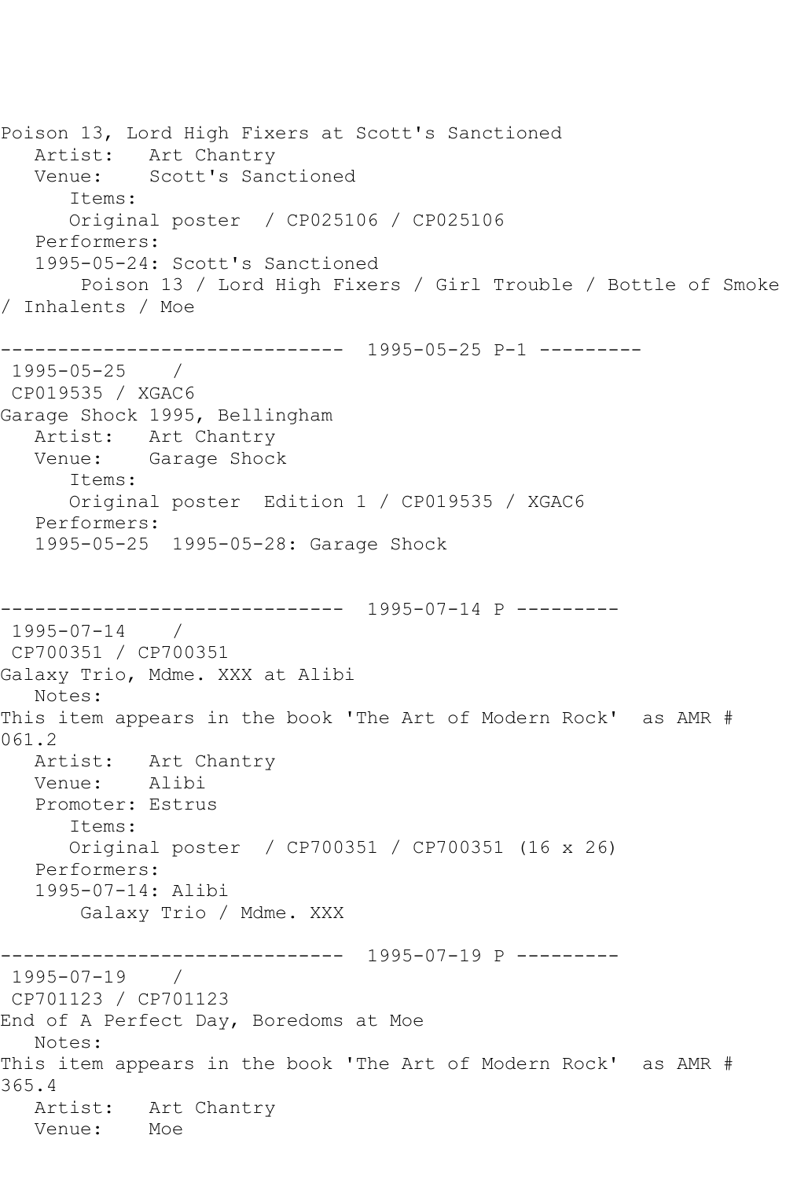Poison 13, Lord High Fixers at Scott's Sanctioned
Artist: Art Chantry
Venue: Scott's Sanctioned
Items:
Original poster / CP025106 / CP025106
Performers:
1995-05-24: Scott's Sanctioned
Poison 13 / Lord High Fixers / Girl Trouble / Bottle of Smoke / Inhalents / Moe

------------------------------ 1995-05-25 P-1 ---------

1995-05-25 /
CP019535 / XGAC6
Garage Shock 1995, Bellingham
Artist: Art Chantry
Venue: Garage Shock
Items:
Original poster Edition 1 / CP019535 / XGAC6
Performers:
1995-05-25 1995-05-28: Garage Shock

------------------------------ 1995-07-14 P ---------

1995-07-14 /
CP700351 / CP700351
Galaxy Trio, Mdme. XXX at Alibi
Notes:
This item appears in the book 'The Art of Modern Rock' as AMR # 061.2
Artist: Art Chantry
Venue: Alibi
Promoter: Estrus
Items:
Original poster / CP700351 / CP700351 (16 x 26)
Performers:
1995-07-14: Alibi
Galaxy Trio / Mdme. XXX

------------------------------ 1995-07-19 P ---------

1995-07-19 /
CP701123 / CP701123
End of A Perfect Day, Boredoms at Moe
Notes:
This item appears in the book 'The Art of Modern Rock' as AMR # 365.4
Artist: Art Chantry
Venue: Moe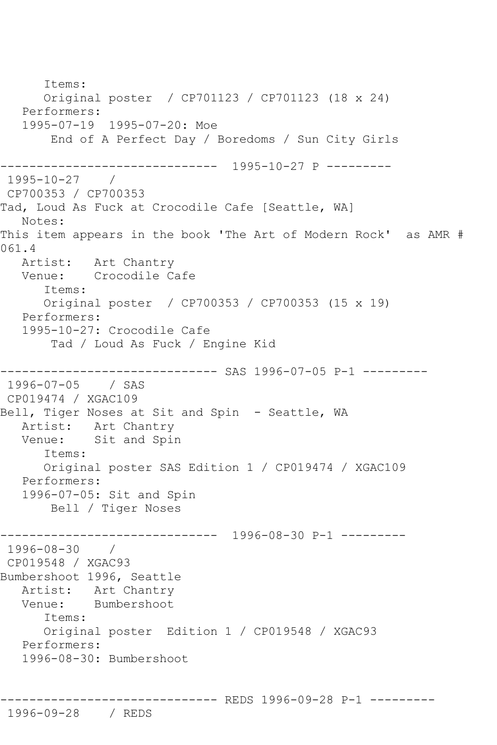Items:
      Original poster  / CP701123 / CP701123 (18 x 24)
   Performers:
   1995-07-19  1995-07-20: Moe
       End of A Perfect Day / Boredoms / Sun City Girls

------------------------------  1995-10-27 P ---------
 1995-10-27    /
 CP700353 / CP700353
Tad, Loud As Fuck at Crocodile Cafe [Seattle, WA]
   Notes:
This item appears in the book 'The Art of Modern Rock'  as AMR # 061.4
   Artist:   Art Chantry
   Venue:    Crocodile Cafe
      Items:
      Original poster  / CP700353 / CP700353 (15 x 19)
   Performers:
   1995-10-27: Crocodile Cafe
       Tad / Loud As Fuck / Engine Kid

------------------------------ SAS 1996-07-05 P-1 ---------
 1996-07-05    / SAS
 CP019474 / XGAC109
Bell, Tiger Noses at Sit and Spin  - Seattle, WA
   Artist:   Art Chantry
   Venue:    Sit and Spin
      Items:
      Original poster SAS Edition 1 / CP019474 / XGAC109
   Performers:
   1996-07-05: Sit and Spin
       Bell / Tiger Noses

------------------------------  1996-08-30 P-1 ---------
 1996-08-30    /
 CP019548 / XGAC93
Bumbershoot 1996, Seattle
   Artist:   Art Chantry
   Venue:    Bumbershoot
      Items:
      Original poster  Edition 1 / CP019548 / XGAC93
   Performers:
   1996-08-30: Bumbershoot

------------------------------ REDS 1996-09-28 P-1 ---------
 1996-09-28    / REDS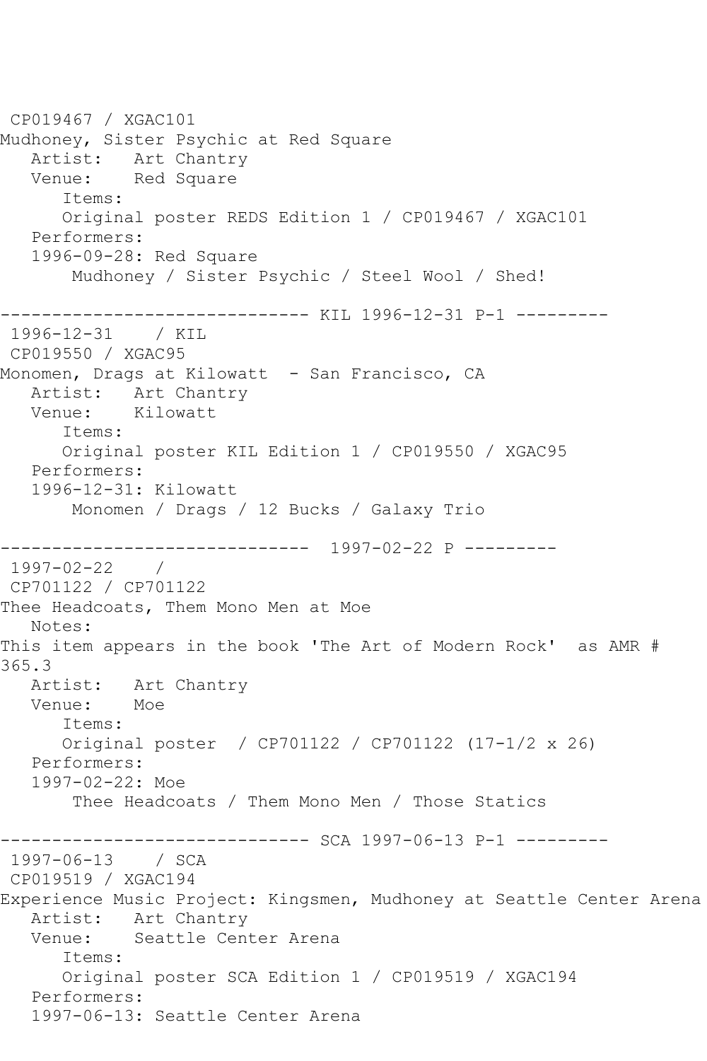CP019467 / XGAC101
Mudhoney, Sister Psychic at Red Square
   Artist:   Art Chantry
   Venue:    Red Square
      Items:
      Original poster REDS Edition 1 / CP019467 / XGAC101
   Performers:
   1996-09-28: Red Square
       Mudhoney / Sister Psychic / Steel Wool / Shed!

------------------------------ KIL 1996-12-31 P-1 ---------
1996-12-31    / KIL
CP019550 / XGAC95
Monomen, Drags at Kilowatt  - San Francisco, CA
   Artist:   Art Chantry
   Venue:    Kilowatt
      Items:
      Original poster KIL Edition 1 / CP019550 / XGAC95
   Performers:
   1996-12-31: Kilowatt
       Monomen / Drags / 12 Bucks / Galaxy Trio

------------------------------  1997-02-22 P ---------
1997-02-22    /
CP701122 / CP701122
Thee Headcoats, Them Mono Men at Moe
   Notes:
This item appears in the book 'The Art of Modern Rock'  as AMR # 365.3
   Artist:   Art Chantry
   Venue:    Moe
      Items:
      Original poster  / CP701122 / CP701122 (17-1/2 x 26)
   Performers:
   1997-02-22: Moe
       Thee Headcoats / Them Mono Men / Those Statics

------------------------------ SCA 1997-06-13 P-1 ---------
1997-06-13    / SCA
CP019519 / XGAC194
Experience Music Project: Kingsmen, Mudhoney at Seattle Center Arena
   Artist:   Art Chantry
   Venue:    Seattle Center Arena
      Items:
      Original poster SCA Edition 1 / CP019519 / XGAC194
   Performers:
   1997-06-13: Seattle Center Arena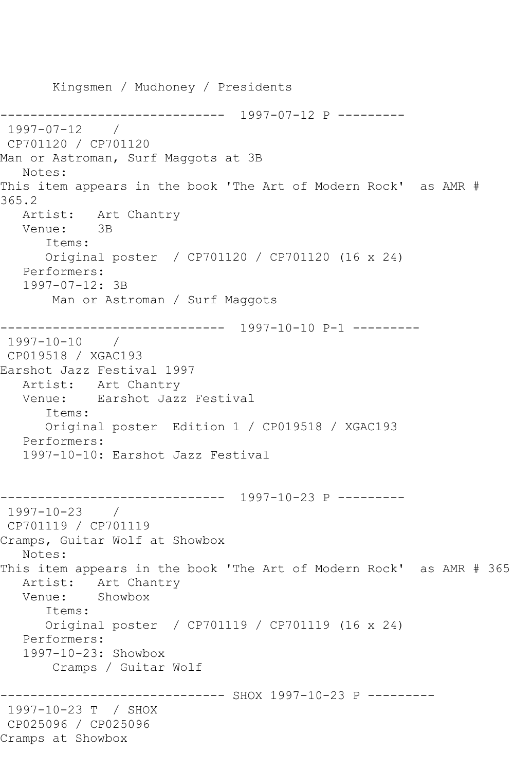Kingsmen / Mudhoney / Presidents

------------------------------ 1997-07-12 P ---------

1997-07-12 /

CP701120 / CP701120

Man or Astroman, Surf Maggots at 3B

Notes:

This item appears in the book 'The Art of Modern Rock' as AMR # 365.2

Artist: Art Chantry

Venue: 3B

Items:

Original poster / CP701120 / CP701120 (16 x 24)

Performers:

1997-07-12: 3B

Man or Astroman / Surf Maggots

------------------------------ 1997-10-10 P-1 ---------

1997-10-10 /

CP019518 / XGAC193

Earshot Jazz Festival 1997

Artist: Art Chantry

Venue: Earshot Jazz Festival

Items:

Original poster Edition 1 / CP019518 / XGAC193

Performers:

1997-10-10: Earshot Jazz Festival

------------------------------ 1997-10-23 P ---------

1997-10-23 /

CP701119 / CP701119

Cramps, Guitar Wolf at Showbox

Notes:

This item appears in the book 'The Art of Modern Rock' as AMR # 365

Artist: Art Chantry

Venue: Showbox

Items:

Original poster / CP701119 / CP701119 (16 x 24)

Performers:

1997-10-23: Showbox

Cramps / Guitar Wolf

------------------------------ SHOX 1997-10-23 P ---------

1997-10-23 T / SHOX

CP025096 / CP025096

Cramps at Showbox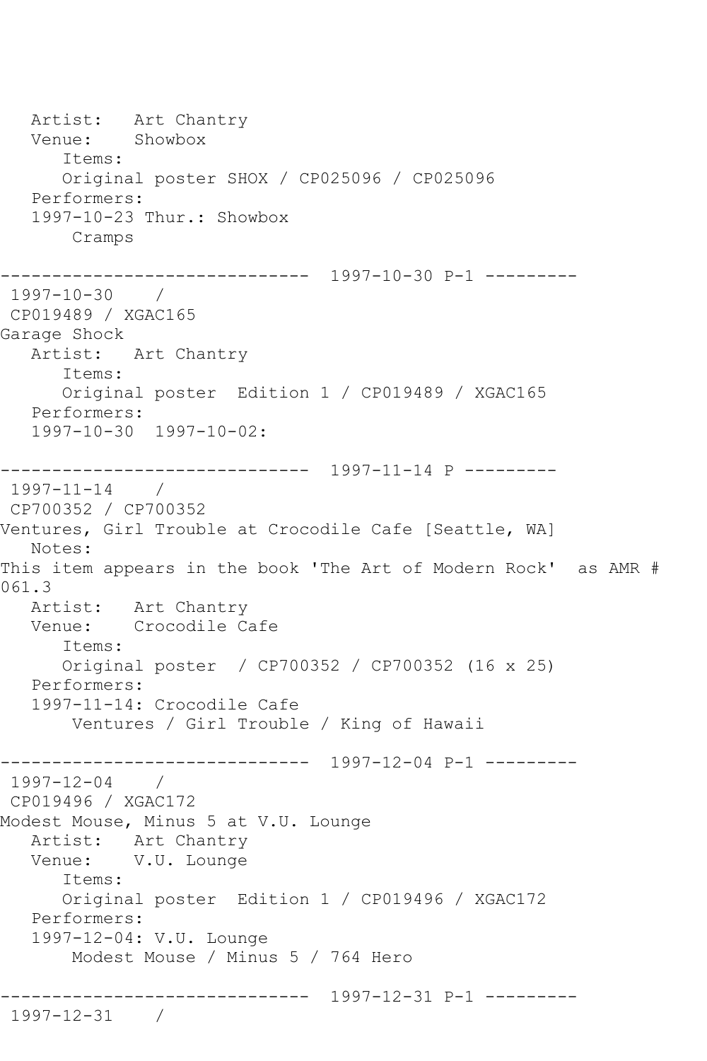```
   Artist:   Art Chantry
   Venue:    Showbox
      Items:
      Original poster SHOX / CP025096 / CP025096
   Performers:
   1997-10-23 Thur.: Showbox
       Cramps

------------------------------  1997-10-30 P-1 ---------
 1997-10-30    / 
 CP019489 / XGAC165
Garage Shock
   Artist:   Art Chantry
      Items:
      Original poster  Edition 1 / CP019489 / XGAC165
   Performers:
   1997-10-30  1997-10-02:

------------------------------  1997-11-14 P ---------
 1997-11-14    / 
 CP700352 / CP700352
Ventures, Girl Trouble at Crocodile Cafe [Seattle, WA]
   Notes:
This item appears in the book 'The Art of Modern Rock'  as AMR # 
061.3
   Artist:   Art Chantry
   Venue:    Crocodile Cafe
      Items:
      Original poster  / CP700352 / CP700352 (16 x 25)
   Performers:
   1997-11-14: Crocodile Cafe
       Ventures / Girl Trouble / King of Hawaii

------------------------------  1997-12-04 P-1 ---------
 1997-12-04    / 
 CP019496 / XGAC172
Modest Mouse, Minus 5 at V.U. Lounge
   Artist:   Art Chantry
   Venue:    V.U. Lounge
      Items:
      Original poster  Edition 1 / CP019496 / XGAC172
   Performers:
   1997-12-04: V.U. Lounge
       Modest Mouse / Minus 5 / 764 Hero

------------------------------  1997-12-31 P-1 ---------
 1997-12-31    /
```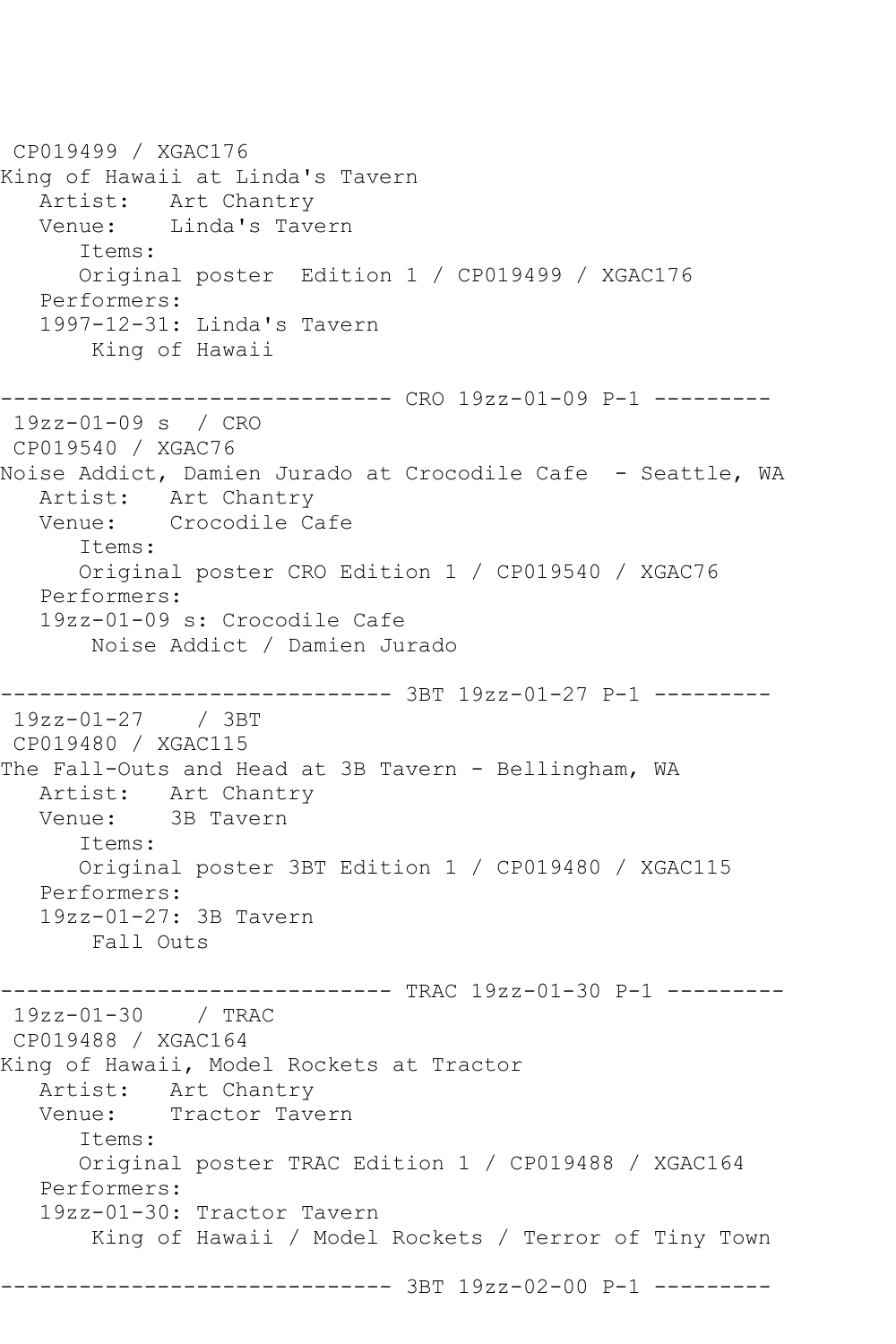CP019499 / XGAC176
King of Hawaii at Linda's Tavern
   Artist:   Art Chantry
   Venue:    Linda's Tavern
      Items:
      Original poster  Edition 1 / CP019499 / XGAC176
   Performers:
   1997-12-31: Linda's Tavern
       King of Hawaii

------------------------------ CRO 19zz-01-09 P-1 ---------
 19zz-01-09 s  / CRO
 CP019540 / XGAC76
Noise Addict, Damien Jurado at Crocodile Cafe  - Seattle, WA
   Artist:   Art Chantry
   Venue:    Crocodile Cafe
      Items:
      Original poster CRO Edition 1 / CP019540 / XGAC76
   Performers:
   19zz-01-09 s: Crocodile Cafe
       Noise Addict / Damien Jurado

------------------------------ 3BT 19zz-01-27 P-1 ---------
 19zz-01-27    / 3BT
 CP019480 / XGAC115
The Fall-Outs and Head at 3B Tavern - Bellingham, WA
   Artist:   Art Chantry
   Venue:    3B Tavern
      Items:
      Original poster 3BT Edition 1 / CP019480 / XGAC115
   Performers:
   19zz-01-27: 3B Tavern
       Fall Outs

------------------------------ TRAC 19zz-01-30 P-1 ---------
 19zz-01-30    / TRAC
 CP019488 / XGAC164
King of Hawaii, Model Rockets at Tractor
   Artist:   Art Chantry
   Venue:    Tractor Tavern
      Items:
      Original poster TRAC Edition 1 / CP019488 / XGAC164
   Performers:
   19zz-01-30: Tractor Tavern
       King of Hawaii / Model Rockets / Terror of Tiny Town

------------------------------ 3BT 19zz-02-00 P-1 ---------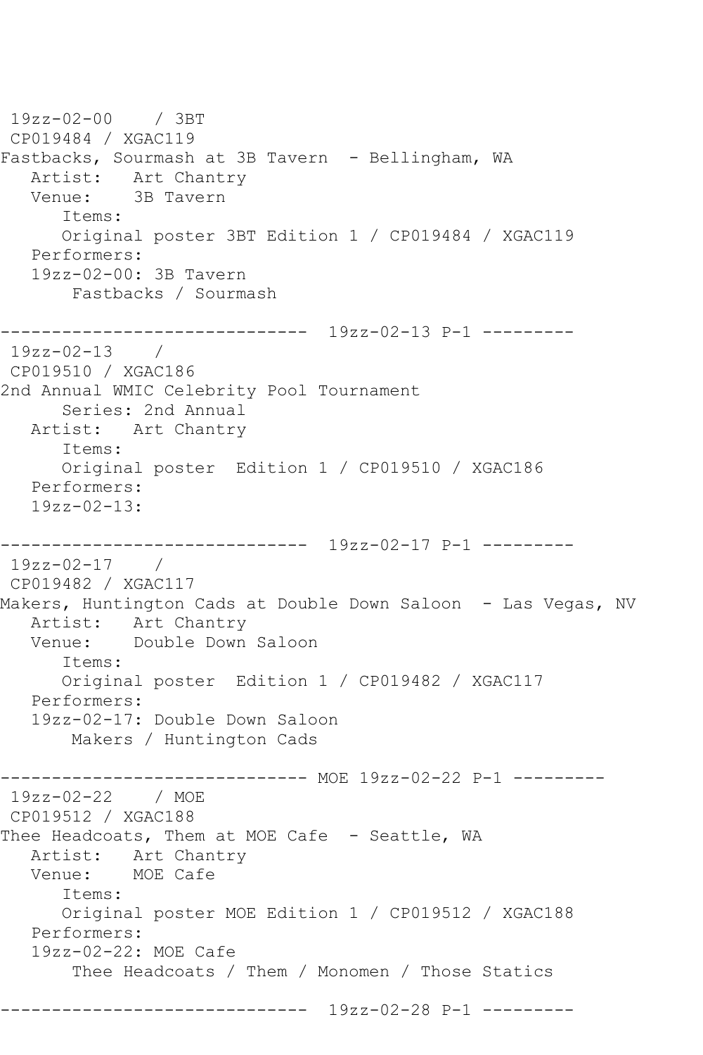19zz-02-00 / 3BT
CP019484 / XGAC119
Fastbacks, Sourmash at 3B Tavern - Bellingham, WA
Artist: Art Chantry
Venue: 3B Tavern
Items:
Original poster 3BT Edition 1 / CP019484 / XGAC119
Performers:
19zz-02-00: 3B Tavern
Fastbacks / Sourmash

------------------------------ 19zz-02-13 P-1 ---------

19zz-02-13 /
CP019510 / XGAC186
2nd Annual WMIC Celebrity Pool Tournament
Series: 2nd Annual
Artist: Art Chantry
Items:
Original poster Edition 1 / CP019510 / XGAC186
Performers:
19zz-02-13:

------------------------------ 19zz-02-17 P-1 ---------

19zz-02-17 /
CP019482 / XGAC117
Makers, Huntington Cads at Double Down Saloon - Las Vegas, NV
Artist: Art Chantry
Venue: Double Down Saloon
Items:
Original poster Edition 1 / CP019482 / XGAC117
Performers:
19zz-02-17: Double Down Saloon
Makers / Huntington Cads

------------------------------ MOE 19zz-02-22 P-1 ---------

19zz-02-22 / MOE
CP019512 / XGAC188
Thee Headcoats, Them at MOE Cafe - Seattle, WA
Artist: Art Chantry
Venue: MOE Cafe
Items:
Original poster MOE Edition 1 / CP019512 / XGAC188
Performers:
19zz-02-22: MOE Cafe
Thee Headcoats / Them / Monomen / Those Statics

------------------------------ 19zz-02-28 P-1 ---------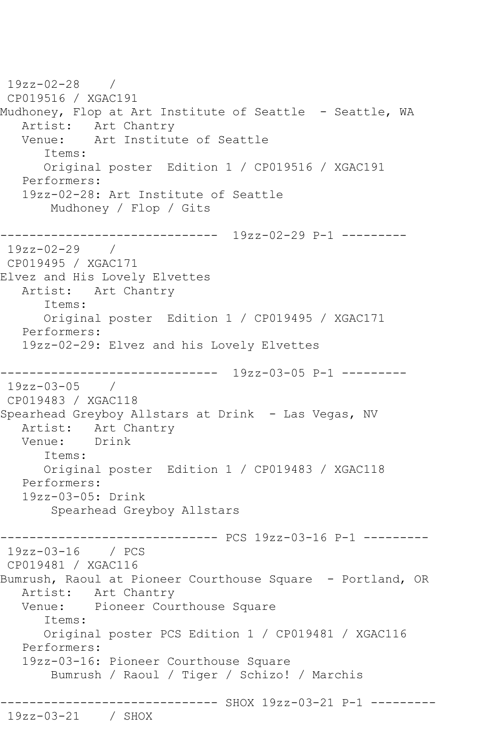```
 19zz-02-28    / 
 CP019516 / XGAC191
Mudhoney, Flop at Art Institute of Seattle  - Seattle, WA
   Artist:   Art Chantry
   Venue:    Art Institute of Seattle
      Items:
      Original poster  Edition 1 / CP019516 / XGAC191
   Performers:
   19zz-02-28: Art Institute of Seattle
       Mudhoney / Flop / Gits

------------------------------  19zz-02-29 P-1 ---------
 19zz-02-29    / 
 CP019495 / XGAC171
Elvez and His Lovely Elvettes
   Artist:   Art Chantry
      Items:
      Original poster  Edition 1 / CP019495 / XGAC171
   Performers:
   19zz-02-29: Elvez and his Lovely Elvettes

------------------------------  19zz-03-05 P-1 ---------
 19zz-03-05    / 
 CP019483 / XGAC118
Spearhead Greyboy Allstars at Drink  - Las Vegas, NV
   Artist:   Art Chantry
   Venue:    Drink
      Items:
      Original poster  Edition 1 / CP019483 / XGAC118
   Performers:
   19zz-03-05: Drink
       Spearhead Greyboy Allstars

------------------------------ PCS 19zz-03-16 P-1 ---------
 19zz-03-16    / PCS
 CP019481 / XGAC116
Bumrush, Raoul at Pioneer Courthouse Square  - Portland, OR
   Artist:   Art Chantry
   Venue:    Pioneer Courthouse Square
      Items:
      Original poster PCS Edition 1 / CP019481 / XGAC116
   Performers:
   19zz-03-16: Pioneer Courthouse Square
       Bumrush / Raoul / Tiger / Schizo! / Marchis

------------------------------ SHOX 19zz-03-21 P-1 ---------
 19zz-03-21    / SHOX
```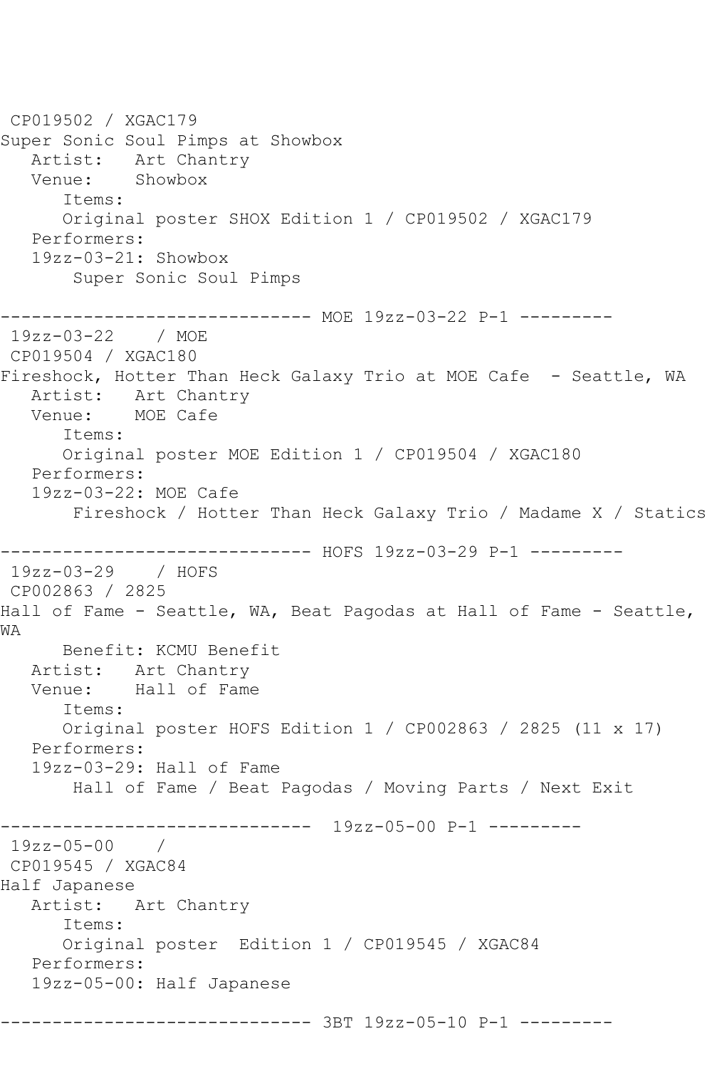CP019502 / XGAC179
Super Sonic Soul Pimps at Showbox
   Artist:   Art Chantry
   Venue:    Showbox
      Items:
      Original poster SHOX Edition 1 / CP019502 / XGAC179
   Performers:
   19zz-03-21: Showbox
       Super Sonic Soul Pimps

------------------------------ MOE 19zz-03-22 P-1 ---------
 19zz-03-22    / MOE
 CP019504 / XGAC180
Fireshock, Hotter Than Heck Galaxy Trio at MOE Cafe  - Seattle, WA
   Artist:   Art Chantry
   Venue:    MOE Cafe
      Items:
      Original poster MOE Edition 1 / CP019504 / XGAC180
   Performers:
   19zz-03-22: MOE Cafe
       Fireshock / Hotter Than Heck Galaxy Trio / Madame X / Statics

------------------------------ HOFS 19zz-03-29 P-1 ---------
 19zz-03-29    / HOFS
 CP002863 / 2825
Hall of Fame - Seattle, WA, Beat Pagodas at Hall of Fame - Seattle, WA
      Benefit: KCMU Benefit
   Artist:   Art Chantry
   Venue:    Hall of Fame
      Items:
      Original poster HOFS Edition 1 / CP002863 / 2825 (11 x 17)
   Performers:
   19zz-03-29: Hall of Fame
       Hall of Fame / Beat Pagodas / Moving Parts / Next Exit

------------------------------  19zz-05-00 P-1 ---------
 19zz-05-00    /
 CP019545 / XGAC84
Half Japanese
   Artist:   Art Chantry
      Items:
      Original poster  Edition 1 / CP019545 / XGAC84
   Performers:
   19zz-05-00: Half Japanese

------------------------------ 3BT 19zz-05-10 P-1 ---------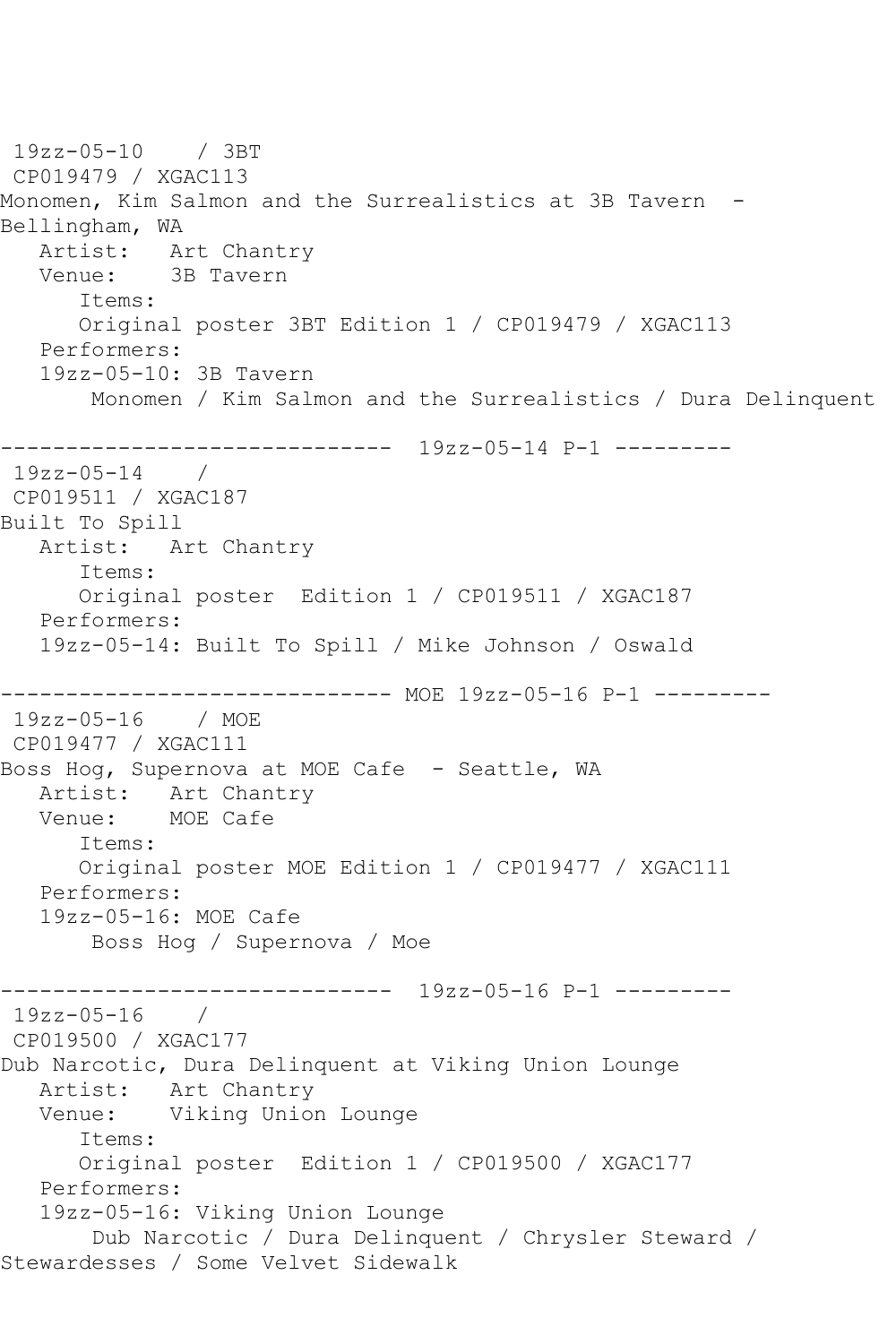19zz-05-10    / 3BT
CP019479 / XGAC113
Monomen, Kim Salmon and the Surrealistics at 3B Tavern  - Bellingham, WA
   Artist:   Art Chantry
   Venue:    3B Tavern
      Items:
      Original poster 3BT Edition 1 / CP019479 / XGAC113
   Performers:
   19zz-05-10: 3B Tavern
       Monomen / Kim Salmon and the Surrealistics / Dura Delinquent

------------------------------  19zz-05-14 P-1 ---------

19zz-05-14    /
CP019511 / XGAC187
Built To Spill
   Artist:   Art Chantry
      Items:
      Original poster  Edition 1 / CP019511 / XGAC187
   Performers:
   19zz-05-14: Built To Spill / Mike Johnson / Oswald

------------------------------ MOE 19zz-05-16 P-1 ---------

19zz-05-16    / MOE
CP019477 / XGAC111
Boss Hog, Supernova at MOE Cafe  - Seattle, WA
   Artist:   Art Chantry
   Venue:    MOE Cafe
      Items:
      Original poster MOE Edition 1 / CP019477 / XGAC111
   Performers:
   19zz-05-16: MOE Cafe
       Boss Hog / Supernova / Moe

------------------------------  19zz-05-16 P-1 ---------

19zz-05-16    /
CP019500 / XGAC177
Dub Narcotic, Dura Delinquent at Viking Union Lounge
   Artist:   Art Chantry
   Venue:    Viking Union Lounge
      Items:
      Original poster  Edition 1 / CP019500 / XGAC177
   Performers:
   19zz-05-16: Viking Union Lounge
       Dub Narcotic / Dura Delinquent / Chrysler Steward / Stewardesses / Some Velvet Sidewalk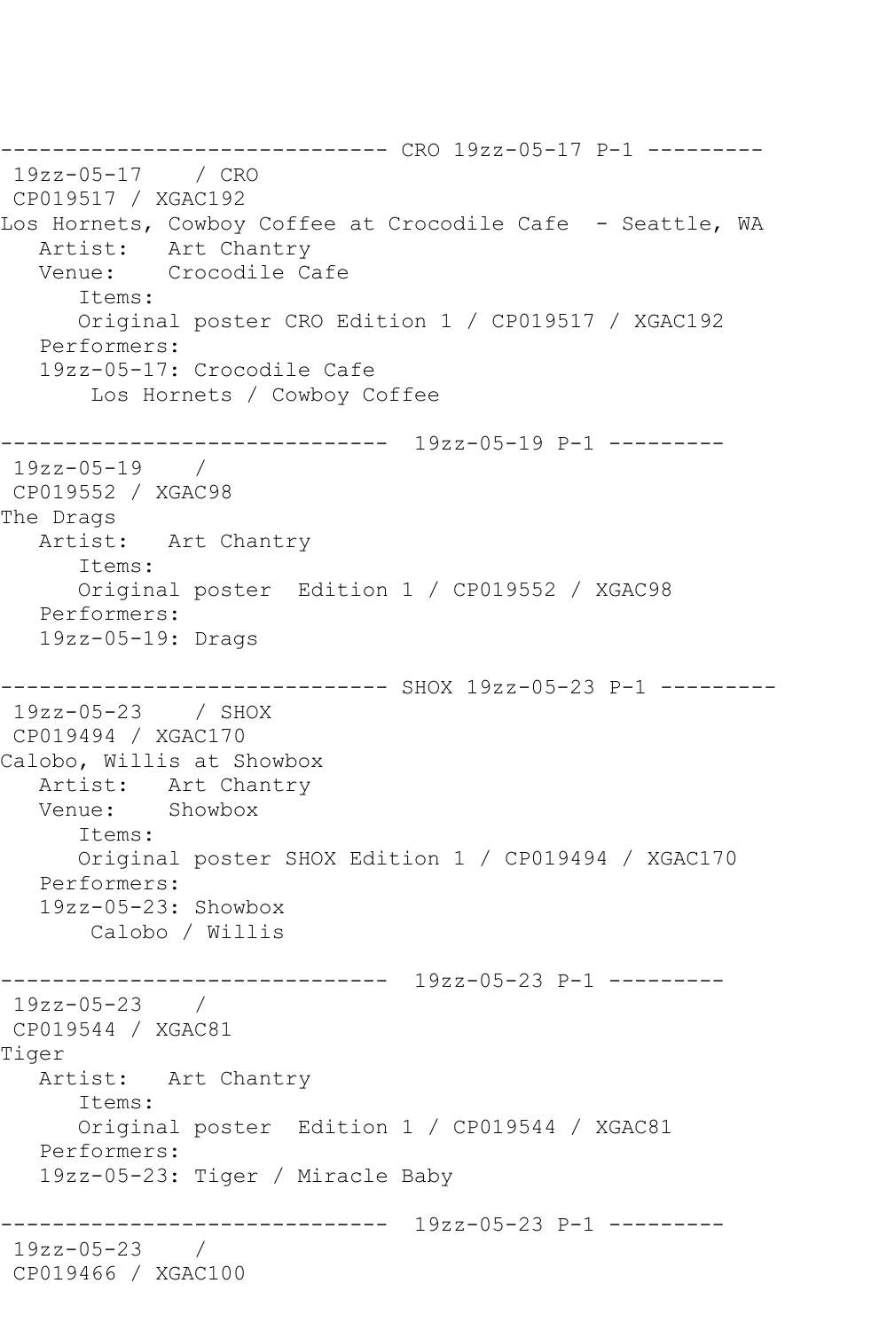```
------------------------------ CRO 19zz-05-17 P-1 ---------
 19zz-05-17    / CRO
 CP019517 / XGAC192
Los Hornets, Cowboy Coffee at Crocodile Cafe  - Seattle, WA
   Artist:   Art Chantry
   Venue:    Crocodile Cafe
      Items:
      Original poster CRO Edition 1 / CP019517 / XGAC192
   Performers:
   19zz-05-17: Crocodile Cafe
       Los Hornets / Cowboy Coffee

------------------------------  19zz-05-19 P-1 ---------
 19zz-05-19    /
 CP019552 / XGAC98
The Drags
   Artist:   Art Chantry
      Items:
      Original poster  Edition 1 / CP019552 / XGAC98
   Performers:
   19zz-05-19: Drags

------------------------------ SHOX 19zz-05-23 P-1 ---------
 19zz-05-23    / SHOX
 CP019494 / XGAC170
Calobo, Willis at Showbox
   Artist:   Art Chantry
   Venue:    Showbox
      Items:
      Original poster SHOX Edition 1 / CP019494 / XGAC170
   Performers:
   19zz-05-23: Showbox
       Calobo / Willis

------------------------------  19zz-05-23 P-1 ---------
 19zz-05-23    /
 CP019544 / XGAC81
Tiger
   Artist:   Art Chantry
      Items:
      Original poster  Edition 1 / CP019544 / XGAC81
   Performers:
   19zz-05-23: Tiger / Miracle Baby

------------------------------  19zz-05-23 P-1 ---------
 19zz-05-23    /
 CP019466 / XGAC100
```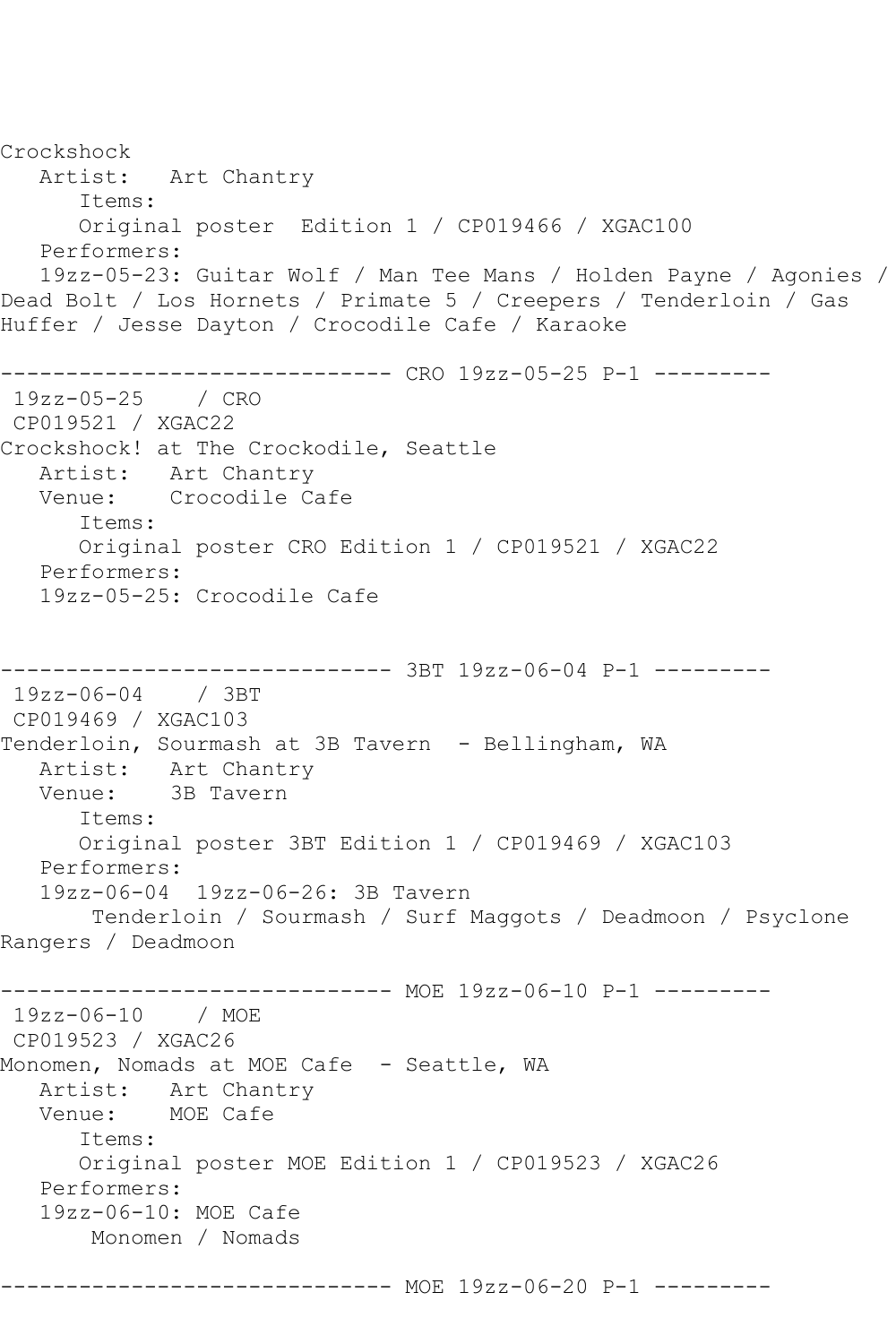Crockshock
   Artist:   Art Chantry
      Items:
      Original poster  Edition 1 / CP019466 / XGAC100
   Performers:
   19zz-05-23: Guitar Wolf / Man Tee Mans / Holden Payne / Agonies / Dead Bolt / Los Hornets / Primate 5 / Creepers / Tenderloin / Gas Huffer / Jesse Dayton / Crocodile Cafe / Karaoke

------------------------------ CRO 19zz-05-25 P-1 ---------

19zz-05-25    / CRO
CP019521 / XGAC22
Crockshock! at The Crockodile, Seattle
   Artist:   Art Chantry
   Venue:    Crocodile Cafe
      Items:
      Original poster CRO Edition 1 / CP019521 / XGAC22
   Performers:
   19zz-05-25: Crocodile Cafe

------------------------------ 3BT 19zz-06-04 P-1 ---------

19zz-06-04    / 3BT
CP019469 / XGAC103
Tenderloin, Sourmash at 3B Tavern  - Bellingham, WA
   Artist:   Art Chantry
   Venue:    3B Tavern
      Items:
      Original poster 3BT Edition 1 / CP019469 / XGAC103
   Performers:
   19zz-06-04  19zz-06-26: 3B Tavern
       Tenderloin / Sourmash / Surf Maggots / Deadmoon / Psyclone Rangers / Deadmoon

------------------------------ MOE 19zz-06-10 P-1 ---------

19zz-06-10    / MOE
CP019523 / XGAC26
Monomen, Nomads at MOE Cafe  - Seattle, WA
   Artist:   Art Chantry
   Venue:    MOE Cafe
      Items:
      Original poster MOE Edition 1 / CP019523 / XGAC26
   Performers:
   19zz-06-10: MOE Cafe
       Monomen / Nomads

------------------------------ MOE 19zz-06-20 P-1 ---------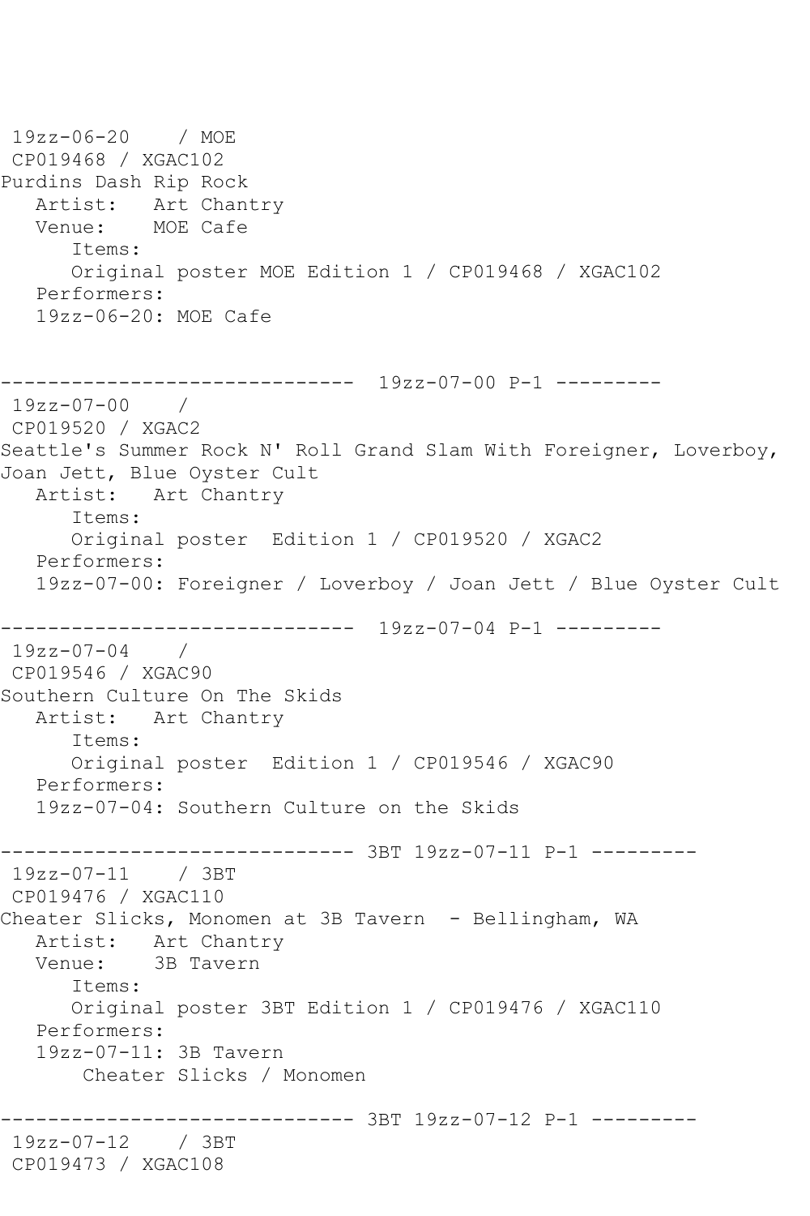```
 19zz-06-20    / MOE
 CP019468 / XGAC102
Purdins Dash Rip Rock
   Artist:   Art Chantry
   Venue:    MOE Cafe
      Items:
      Original poster MOE Edition 1 / CP019468 / XGAC102
   Performers:
   19zz-06-20: MOE Cafe


------------------------------  19zz-07-00 P-1 ---------
 19zz-07-00    /
 CP019520 / XGAC2
Seattle's Summer Rock N' Roll Grand Slam With Foreigner, Loverboy,
Joan Jett, Blue Oyster Cult
   Artist:   Art Chantry
      Items:
      Original poster  Edition 1 / CP019520 / XGAC2
   Performers:
   19zz-07-00: Foreigner / Loverboy / Joan Jett / Blue Oyster Cult

------------------------------  19zz-07-04 P-1 ---------
 19zz-07-04    /
 CP019546 / XGAC90
Southern Culture On The Skids
   Artist:   Art Chantry
      Items:
      Original poster  Edition 1 / CP019546 / XGAC90
   Performers:
   19zz-07-04: Southern Culture on the Skids

------------------------------ 3BT 19zz-07-11 P-1 ---------
 19zz-07-11    / 3BT
 CP019476 / XGAC110
Cheater Slicks, Monomen at 3B Tavern  - Bellingham, WA
   Artist:   Art Chantry
   Venue:    3B Tavern
      Items:
      Original poster 3BT Edition 1 / CP019476 / XGAC110
   Performers:
   19zz-07-11: 3B Tavern
       Cheater Slicks / Monomen

------------------------------ 3BT 19zz-07-12 P-1 ---------
 19zz-07-12    / 3BT
 CP019473 / XGAC108
```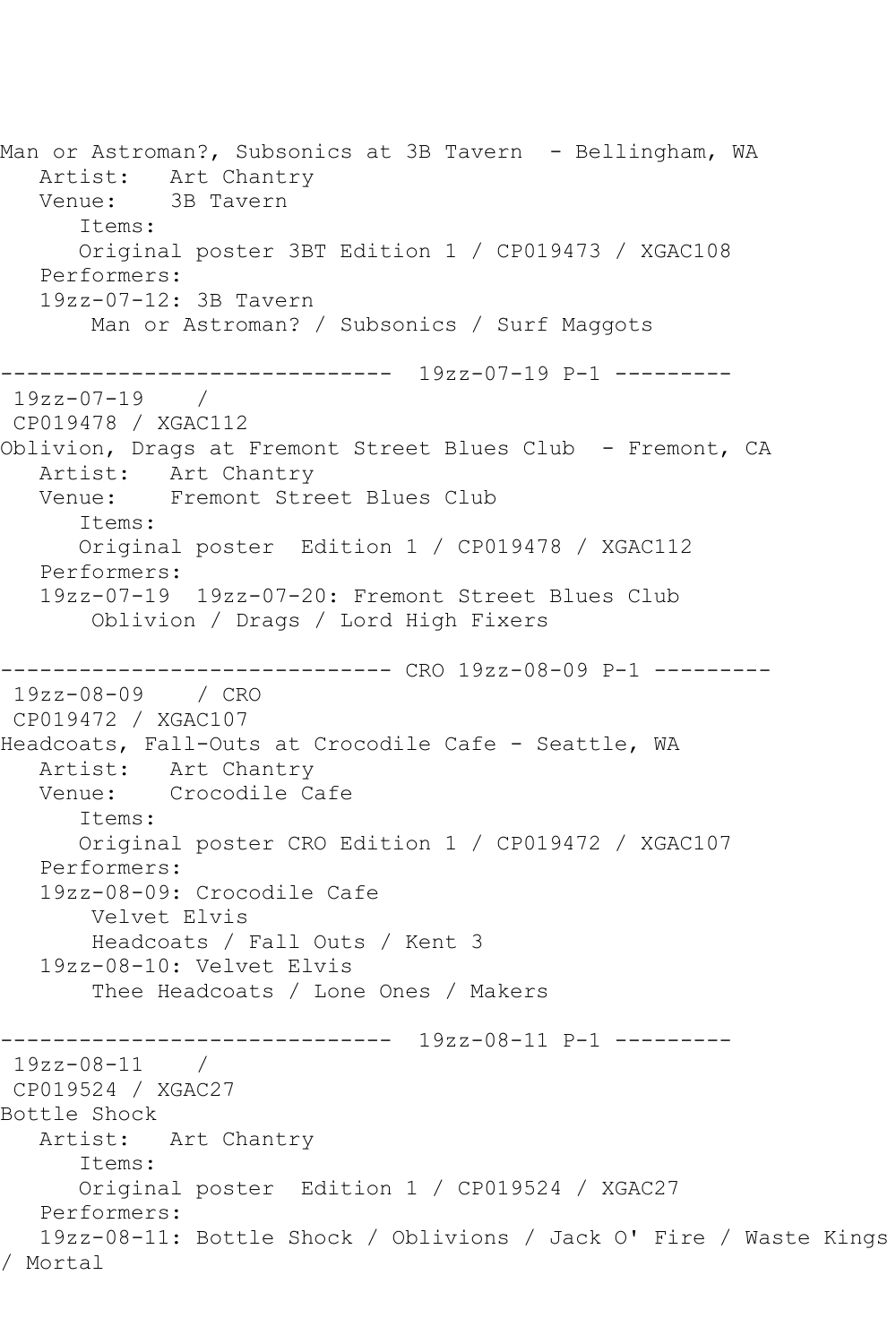Man or Astroman?, Subsonics at 3B Tavern - Bellingham, WA
   Artist: Art Chantry
   Venue: 3B Tavern
      Items:
      Original poster 3BT Edition 1 / CP019473 / XGAC108
   Performers:
   19zz-07-12: 3B Tavern
       Man or Astroman? / Subsonics / Surf Maggots

------------------------------ 19zz-07-19 P-1 ---------
 19zz-07-19 /
 CP019478 / XGAC112
Oblivion, Drags at Fremont Street Blues Club - Fremont, CA
   Artist: Art Chantry
   Venue: Fremont Street Blues Club
      Items:
      Original poster Edition 1 / CP019478 / XGAC112
   Performers:
   19zz-07-19 19zz-07-20: Fremont Street Blues Club
       Oblivion / Drags / Lord High Fixers

------------------------------ CRO 19zz-08-09 P-1 ---------
 19zz-08-09 / CRO
 CP019472 / XGAC107
Headcoats, Fall-Outs at Crocodile Cafe - Seattle, WA
   Artist: Art Chantry
   Venue: Crocodile Cafe
      Items:
      Original poster CRO Edition 1 / CP019472 / XGAC107
   Performers:
   19zz-08-09: Crocodile Cafe
       Velvet Elvis
       Headcoats / Fall Outs / Kent 3
   19zz-08-10: Velvet Elvis
       Thee Headcoats / Lone Ones / Makers

------------------------------ 19zz-08-11 P-1 ---------
 19zz-08-11 /
 CP019524 / XGAC27
Bottle Shock
   Artist: Art Chantry
      Items:
      Original poster Edition 1 / CP019524 / XGAC27
   Performers:
   19zz-08-11: Bottle Shock / Oblivions / Jack O' Fire / Waste Kings / Mortal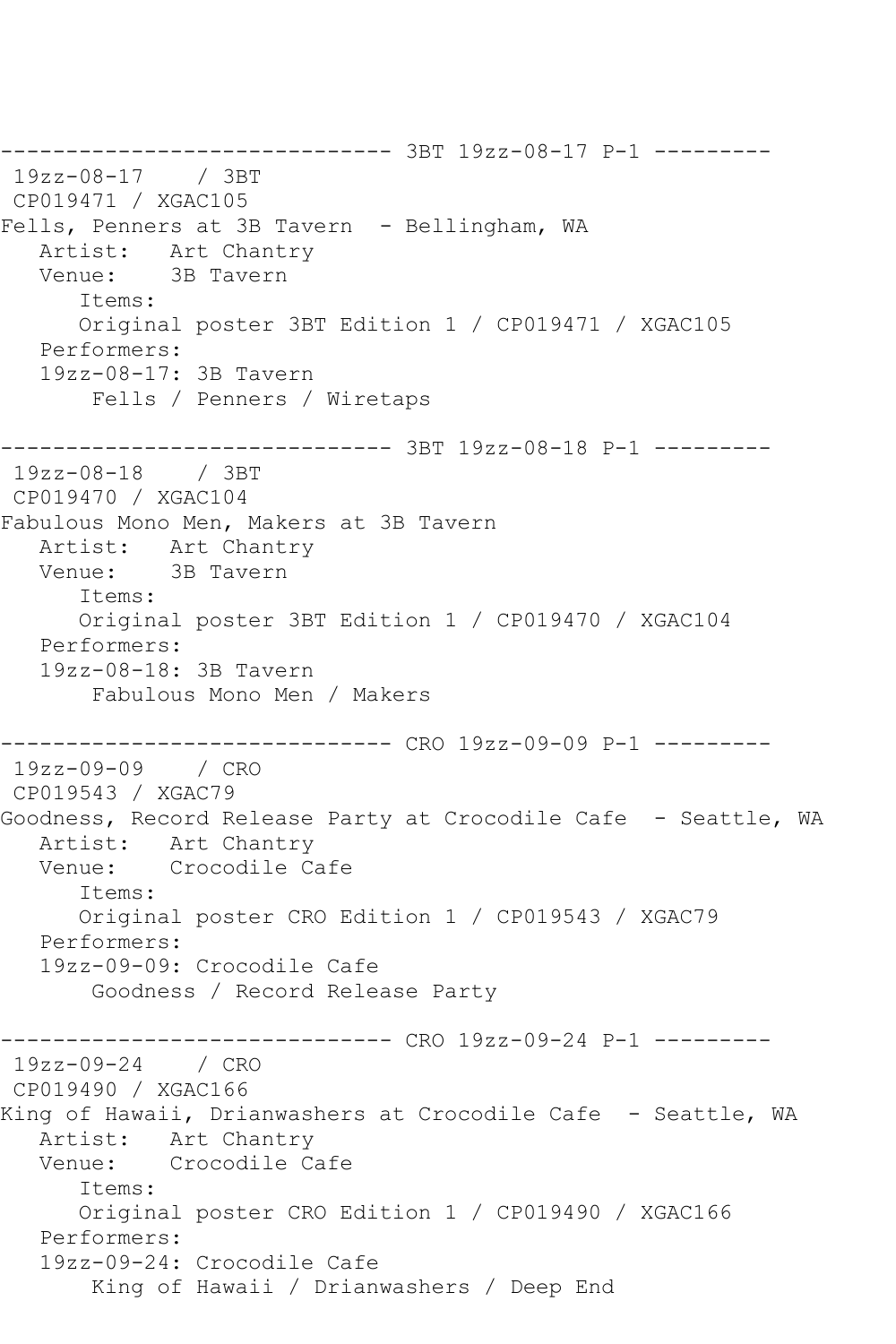```
------------------------------ 3BT 19zz-08-17 P-1 ---------
 19zz-08-17    / 3BT
 CP019471 / XGAC105
Fells, Penners at 3B Tavern  - Bellingham, WA
   Artist:   Art Chantry
   Venue:    3B Tavern
      Items:
      Original poster 3BT Edition 1 / CP019471 / XGAC105
   Performers:
   19zz-08-17: 3B Tavern
       Fells / Penners / Wiretaps

------------------------------ 3BT 19zz-08-18 P-1 ---------
 19zz-08-18    / 3BT
 CP019470 / XGAC104
Fabulous Mono Men, Makers at 3B Tavern
   Artist:   Art Chantry
   Venue:    3B Tavern
      Items:
      Original poster 3BT Edition 1 / CP019470 / XGAC104
   Performers:
   19zz-08-18: 3B Tavern
       Fabulous Mono Men / Makers

------------------------------ CRO 19zz-09-09 P-1 ---------
 19zz-09-09    / CRO
 CP019543 / XGAC79
Goodness, Record Release Party at Crocodile Cafe  - Seattle, WA
   Artist:   Art Chantry
   Venue:    Crocodile Cafe
      Items:
      Original poster CRO Edition 1 / CP019543 / XGAC79
   Performers:
   19zz-09-09: Crocodile Cafe
       Goodness / Record Release Party

------------------------------ CRO 19zz-09-24 P-1 ---------
 19zz-09-24    / CRO
 CP019490 / XGAC166
King of Hawaii, Drianwashers at Crocodile Cafe  - Seattle, WA
   Artist:   Art Chantry
   Venue:    Crocodile Cafe
      Items:
      Original poster CRO Edition 1 / CP019490 / XGAC166
   Performers:
   19zz-09-24: Crocodile Cafe
       King of Hawaii / Drianwashers / Deep End
```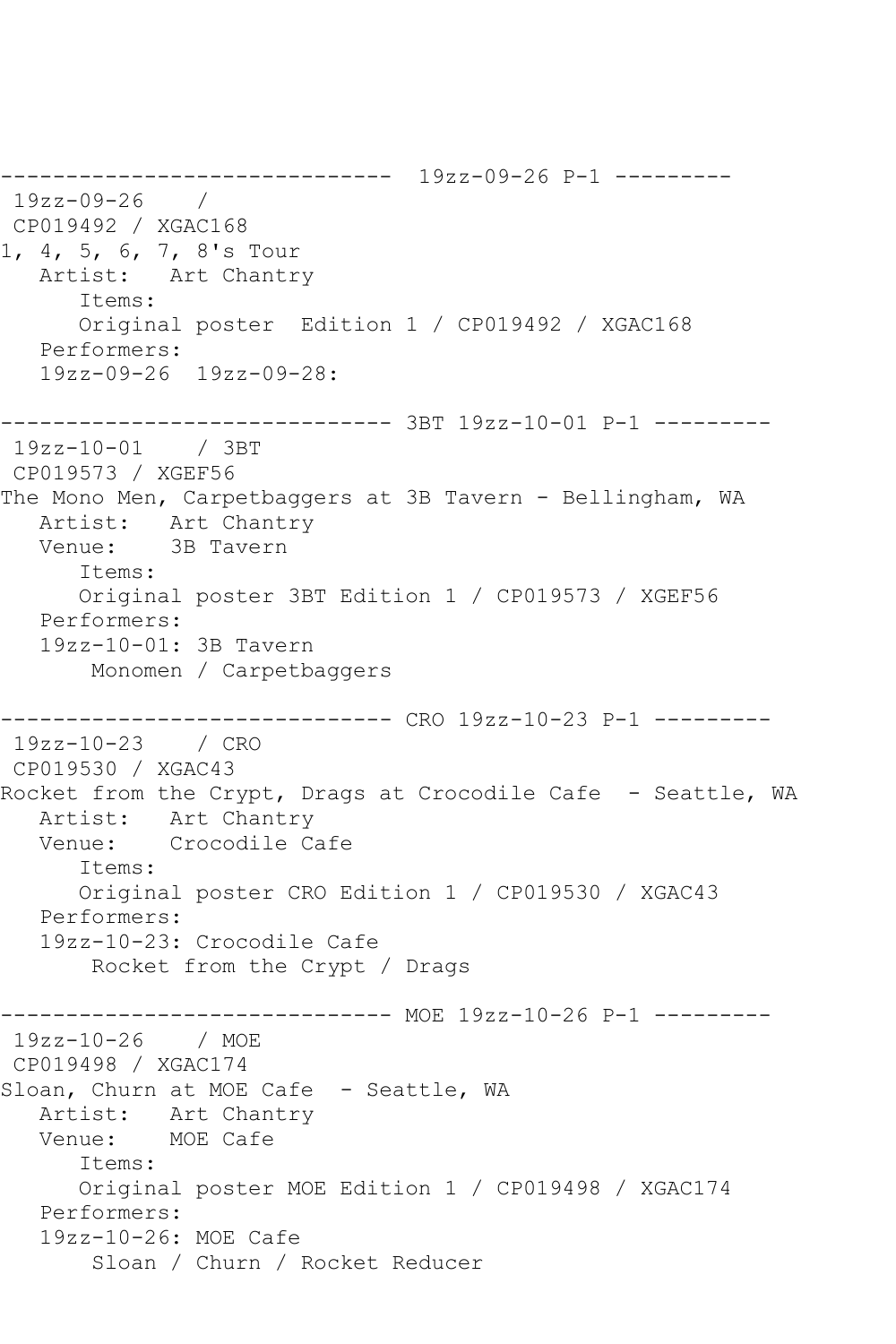```
------------------------------  19zz-09-26 P-1 ---------
 19zz-09-26    /
 CP019492 / XGAC168
1, 4, 5, 6, 7, 8's Tour
   Artist:   Art Chantry
      Items:
      Original poster  Edition 1 / CP019492 / XGAC168
   Performers:
   19zz-09-26  19zz-09-28:

------------------------------ 3BT 19zz-10-01 P-1 ---------
 19zz-10-01    / 3BT
 CP019573 / XGEF56
The Mono Men, Carpetbaggers at 3B Tavern - Bellingham, WA
   Artist:   Art Chantry
   Venue:    3B Tavern
      Items:
      Original poster 3BT Edition 1 / CP019573 / XGEF56
   Performers:
   19zz-10-01: 3B Tavern
       Monomen / Carpetbaggers

------------------------------ CRO 19zz-10-23 P-1 ---------
 19zz-10-23    / CRO
 CP019530 / XGAC43
Rocket from the Crypt, Drags at Crocodile Cafe  - Seattle, WA
   Artist:   Art Chantry
   Venue:    Crocodile Cafe
      Items:
      Original poster CRO Edition 1 / CP019530 / XGAC43
   Performers:
   19zz-10-23: Crocodile Cafe
       Rocket from the Crypt / Drags

------------------------------ MOE 19zz-10-26 P-1 ---------
 19zz-10-26    / MOE
 CP019498 / XGAC174
Sloan, Churn at MOE Cafe  - Seattle, WA
   Artist:   Art Chantry
   Venue:    MOE Cafe
      Items:
      Original poster MOE Edition 1 / CP019498 / XGAC174
   Performers:
   19zz-10-26: MOE Cafe
       Sloan / Churn / Rocket Reducer
```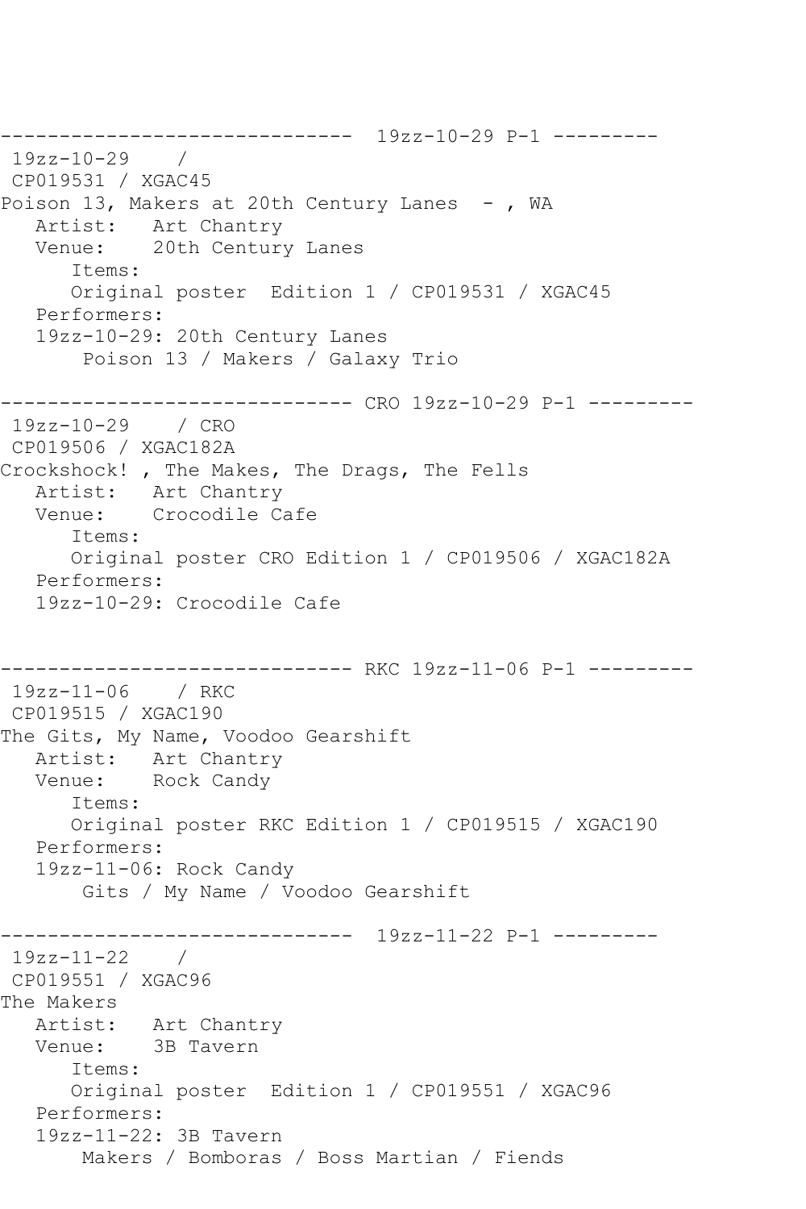```
------------------------------  19zz-10-29 P-1 ---------
 19zz-10-29    /
 CP019531 / XGAC45
Poison 13, Makers at 20th Century Lanes  - , WA
   Artist:   Art Chantry
   Venue:    20th Century Lanes
      Items:
      Original poster  Edition 1 / CP019531 / XGAC45
   Performers:
   19zz-10-29: 20th Century Lanes
       Poison 13 / Makers / Galaxy Trio

------------------------------ CRO 19zz-10-29 P-1 ---------
 19zz-10-29    / CRO
 CP019506 / XGAC182A
Crockshock! , The Makes, The Drags, The Fells
   Artist:   Art Chantry
   Venue:    Crocodile Cafe
      Items:
      Original poster CRO Edition 1 / CP019506 / XGAC182A
   Performers:
   19zz-10-29: Crocodile Cafe


------------------------------ RKC 19zz-11-06 P-1 ---------
 19zz-11-06    / RKC
 CP019515 / XGAC190
The Gits, My Name, Voodoo Gearshift
   Artist:   Art Chantry
   Venue:    Rock Candy
      Items:
      Original poster RKC Edition 1 / CP019515 / XGAC190
   Performers:
   19zz-11-06: Rock Candy
       Gits / My Name / Voodoo Gearshift

------------------------------  19zz-11-22 P-1 ---------
 19zz-11-22    /
 CP019551 / XGAC96
The Makers
   Artist:   Art Chantry
   Venue:    3B Tavern
      Items:
      Original poster  Edition 1 / CP019551 / XGAC96
   Performers:
   19zz-11-22: 3B Tavern
       Makers / Bomboras / Boss Martian / Fiends
```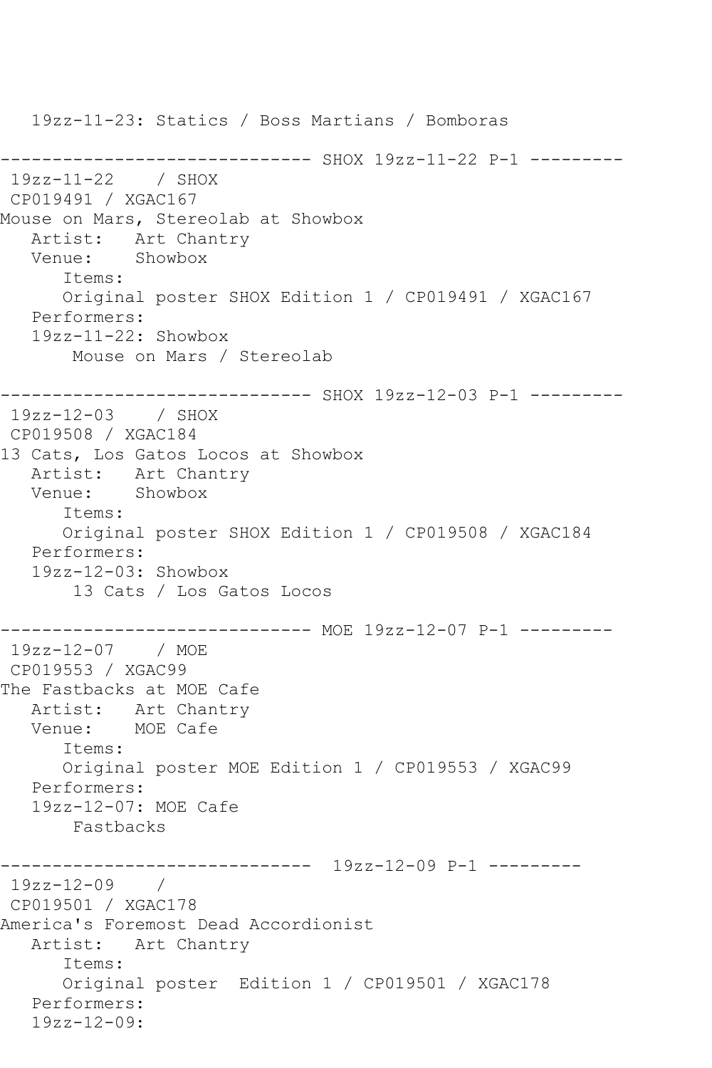```
   19zz-11-23: Statics / Boss Martians / Bomboras

------------------------------ SHOX 19zz-11-22 P-1 ---------
 19zz-11-22    / SHOX
 CP019491 / XGAC167
Mouse on Mars, Stereolab at Showbox
   Artist:   Art Chantry
   Venue:    Showbox
      Items:
      Original poster SHOX Edition 1 / CP019491 / XGAC167
   Performers:
   19zz-11-22: Showbox
       Mouse on Mars / Stereolab

------------------------------ SHOX 19zz-12-03 P-1 ---------
 19zz-12-03    / SHOX
 CP019508 / XGAC184
13 Cats, Los Gatos Locos at Showbox
   Artist:   Art Chantry
   Venue:    Showbox
      Items:
      Original poster SHOX Edition 1 / CP019508 / XGAC184
   Performers:
   19zz-12-03: Showbox
       13 Cats / Los Gatos Locos

------------------------------ MOE 19zz-12-07 P-1 ---------
 19zz-12-07    / MOE
 CP019553 / XGAC99
The Fastbacks at MOE Cafe
   Artist:   Art Chantry
   Venue:    MOE Cafe
      Items:
      Original poster MOE Edition 1 / CP019553 / XGAC99
   Performers:
   19zz-12-07: MOE Cafe
       Fastbacks

------------------------------  19zz-12-09 P-1 ---------
 19zz-12-09    /
 CP019501 / XGAC178
America's Foremost Dead Accordionist
   Artist:   Art Chantry
      Items:
      Original poster  Edition 1 / CP019501 / XGAC178
   Performers:
   19zz-12-09:
```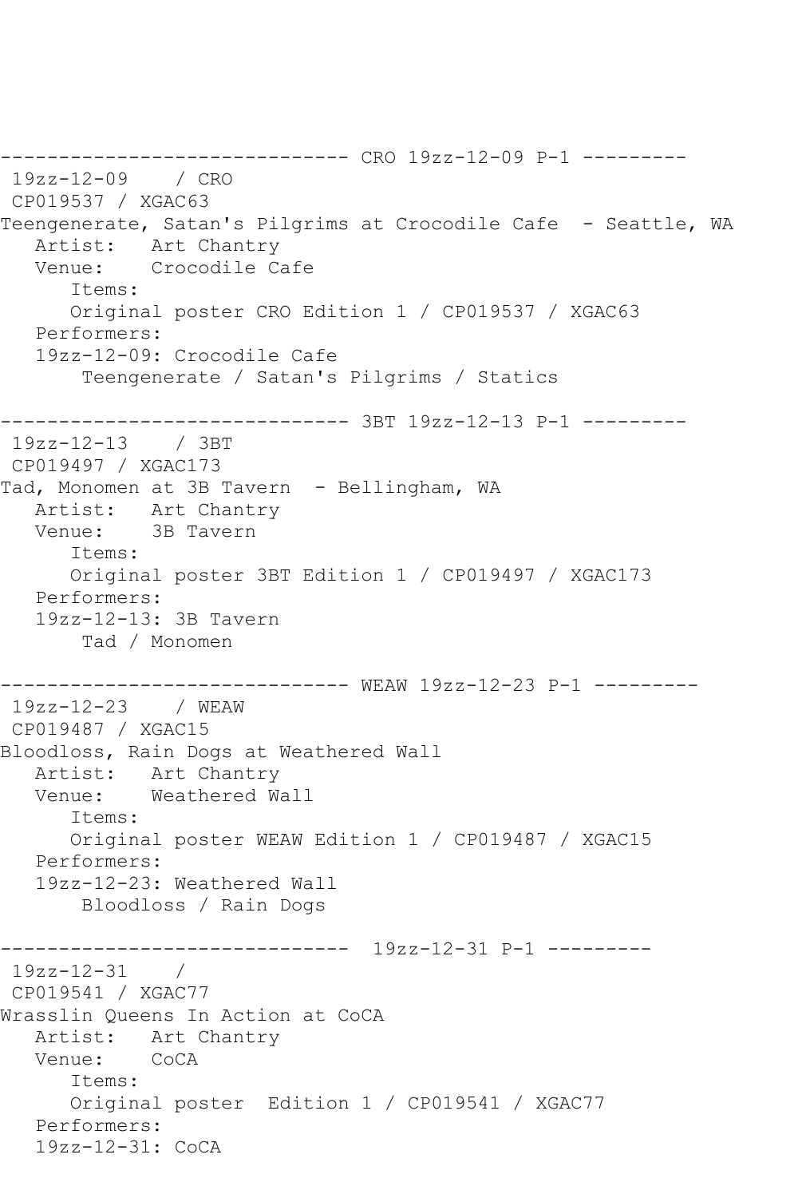------------------------------ CRO 19zz-12-09 P-1 ---------

19zz-12-09 / CRO
CP019537 / XGAC63
Teengenerate, Satan's Pilgrims at Crocodile Cafe - Seattle, WA
   Artist: Art Chantry
   Venue: Crocodile Cafe
      Items:
      Original poster CRO Edition 1 / CP019537 / XGAC63
   Performers:
   19zz-12-09: Crocodile Cafe
      Teengenerate / Satan's Pilgrims / Statics

------------------------------ 3BT 19zz-12-13 P-1 ---------

19zz-12-13 / 3BT
CP019497 / XGAC173
Tad, Monomen at 3B Tavern - Bellingham, WA
   Artist: Art Chantry
   Venue: 3B Tavern
      Items:
      Original poster 3BT Edition 1 / CP019497 / XGAC173
   Performers:
   19zz-12-13: 3B Tavern
      Tad / Monomen

------------------------------ WEAW 19zz-12-23 P-1 ---------

19zz-12-23 / WEAW
CP019487 / XGAC15
Bloodloss, Rain Dogs at Weathered Wall
   Artist: Art Chantry
   Venue: Weathered Wall
      Items:
      Original poster WEAW Edition 1 / CP019487 / XGAC15
   Performers:
   19zz-12-23: Weathered Wall
      Bloodloss / Rain Dogs

------------------------------ 19zz-12-31 P-1 ---------

19zz-12-31 /
CP019541 / XGAC77
Wrasslin Queens In Action at CoCA
   Artist: Art Chantry
   Venue: CoCA
      Items:
      Original poster Edition 1 / CP019541 / XGAC77
   Performers:
   19zz-12-31: CoCA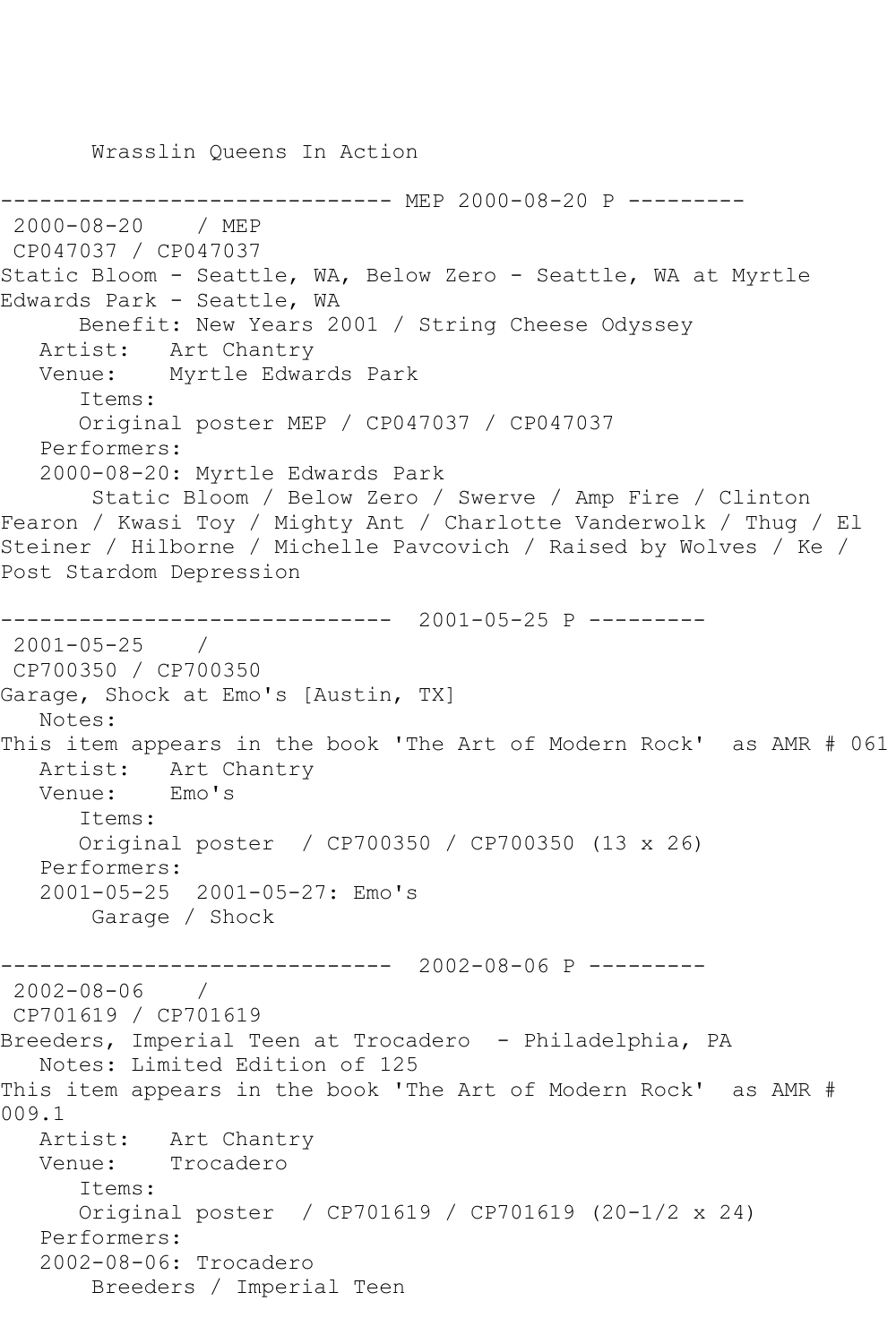Wrasslin Queens In Action

------------------------------ MEP 2000-08-20 P ---------

2000-08-20 / MEP

CP047037 / CP047037

Static Bloom - Seattle, WA, Below Zero - Seattle, WA at Myrtle Edwards Park - Seattle, WA

Benefit: New Years 2001 / String Cheese Odyssey

Artist: Art Chantry

Venue: Myrtle Edwards Park

Items:

Original poster MEP / CP047037 / CP047037

Performers:

2000-08-20: Myrtle Edwards Park

Static Bloom / Below Zero / Swerve / Amp Fire / Clinton Fearon / Kwasi Toy / Mighty Ant / Charlotte Vanderwolk / Thug / El Steiner / Hilborne / Michelle Pavcovich / Raised by Wolves / Ke / Post Stardom Depression

------------------------------ 2001-05-25 P ---------

2001-05-25 /

CP700350 / CP700350

Garage, Shock at Emo's [Austin, TX]

Notes:

This item appears in the book 'The Art of Modern Rock' as AMR # 061

Artist: Art Chantry

Venue: Emo's

Items:

Original poster / CP700350 / CP700350 (13 x 26)

Performers:

2001-05-25 2001-05-27: Emo's

Garage / Shock

------------------------------ 2002-08-06 P ---------

2002-08-06 /

CP701619 / CP701619

Breeders, Imperial Teen at Trocadero - Philadelphia, PA

Notes: Limited Edition of 125

This item appears in the book 'The Art of Modern Rock' as AMR # 009.1

Artist: Art Chantry

Venue: Trocadero

Items:

Original poster / CP701619 / CP701619 (20-1/2 x 24)

Performers:

2002-08-06: Trocadero

Breeders / Imperial Teen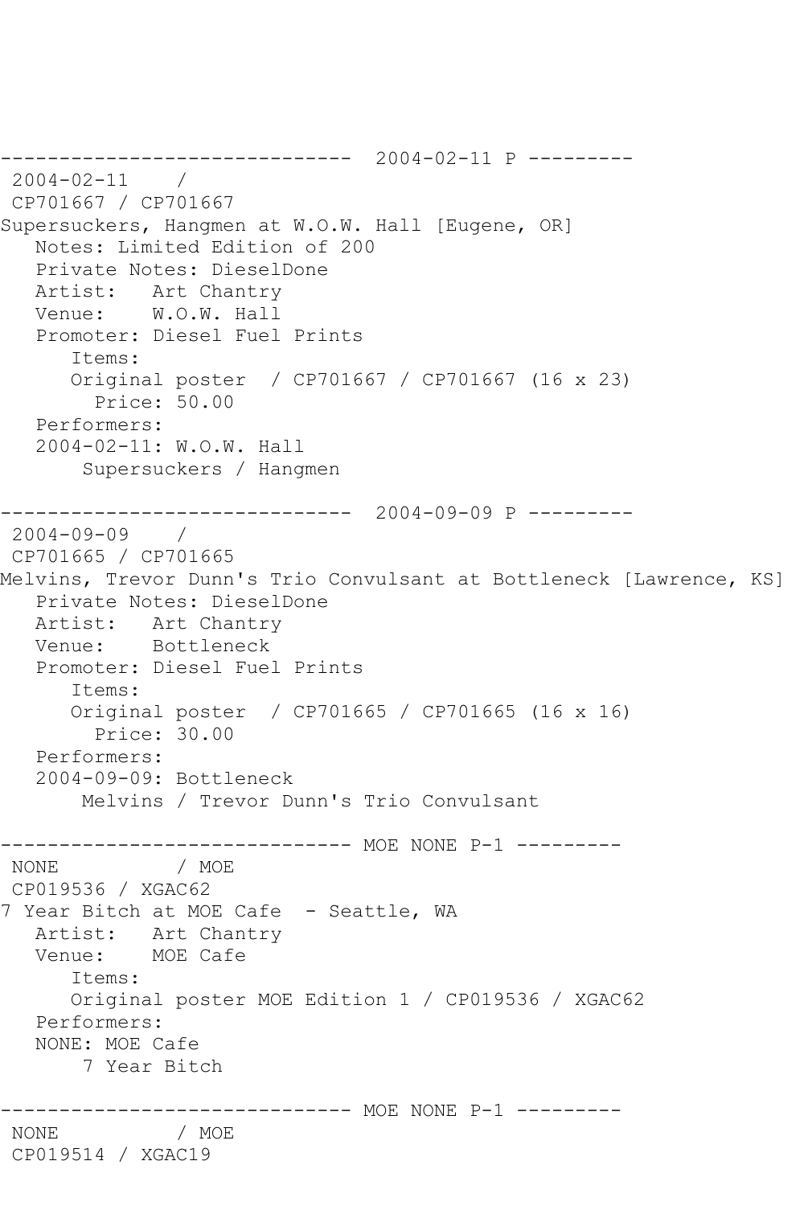```
------------------------------  2004-02-11 P ---------
 2004-02-11    /
 CP701667 / CP701667
Supersuckers, Hangmen at W.O.W. Hall [Eugene, OR]
   Notes: Limited Edition of 200
   Private Notes: DieselDone
   Artist:   Art Chantry
   Venue:    W.O.W. Hall
   Promoter: Diesel Fuel Prints
      Items:
      Original poster  / CP701667 / CP701667 (16 x 23)
        Price: 50.00
   Performers:
   2004-02-11: W.O.W. Hall
       Supersuckers / Hangmen

------------------------------  2004-09-09 P ---------
 2004-09-09    /
 CP701665 / CP701665
Melvins, Trevor Dunn's Trio Convulsant at Bottleneck [Lawrence, KS]
   Private Notes: DieselDone
   Artist:   Art Chantry
   Venue:    Bottleneck
   Promoter: Diesel Fuel Prints
      Items:
      Original poster  / CP701665 / CP701665 (16 x 16)
        Price: 30.00
   Performers:
   2004-09-09: Bottleneck
       Melvins / Trevor Dunn's Trio Convulsant

------------------------------ MOE NONE P-1 ---------
 NONE          / MOE
 CP019536 / XGAC62
7 Year Bitch at MOE Cafe  - Seattle, WA
   Artist:   Art Chantry
   Venue:    MOE Cafe
      Items:
      Original poster MOE Edition 1 / CP019536 / XGAC62
   Performers:
   NONE: MOE Cafe
       7 Year Bitch

------------------------------ MOE NONE P-1 ---------
 NONE          / MOE
 CP019514 / XGAC19
```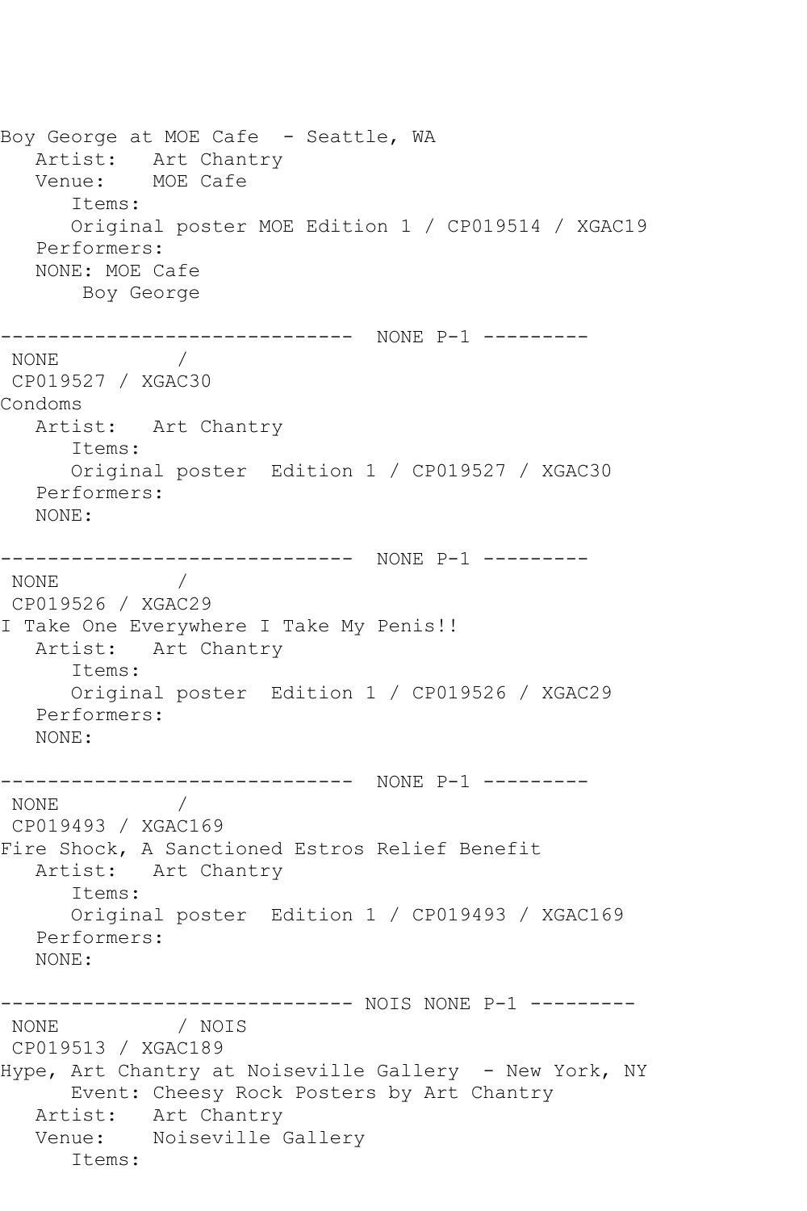```
Boy George at MOE Cafe  - Seattle, WA
   Artist:   Art Chantry
   Venue:    MOE Cafe
      Items:
      Original poster MOE Edition 1 / CP019514 / XGAC19
   Performers:
   NONE: MOE Cafe
       Boy George

------------------------------  NONE P-1 ---------
 NONE          /
 CP019527 / XGAC30
Condoms
   Artist:   Art Chantry
      Items:
      Original poster  Edition 1 / CP019527 / XGAC30
   Performers:
   NONE:

------------------------------  NONE P-1 ---------
 NONE          /
 CP019526 / XGAC29
I Take One Everywhere I Take My Penis!!
   Artist:   Art Chantry
      Items:
      Original poster  Edition 1 / CP019526 / XGAC29
   Performers:
   NONE:

------------------------------  NONE P-1 ---------
 NONE          /
 CP019493 / XGAC169
Fire Shock, A Sanctioned Estros Relief Benefit
   Artist:   Art Chantry
      Items:
      Original poster  Edition 1 / CP019493 / XGAC169
   Performers:
   NONE:

------------------------------ NOIS NONE P-1 ---------
 NONE          / NOIS
 CP019513 / XGAC189
Hype, Art Chantry at Noiseville Gallery  - New York, NY
      Event: Cheesy Rock Posters by Art Chantry
   Artist:   Art Chantry
   Venue:    Noiseville Gallery
      Items:
```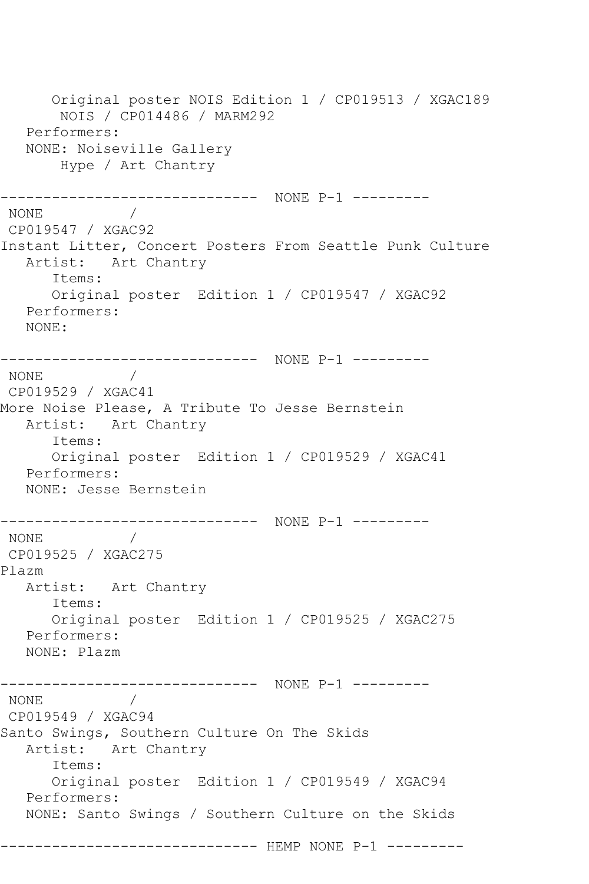```
      Original poster NOIS Edition 1 / CP019513 / XGAC189
       NOIS / CP014486 / MARM292
   Performers:
   NONE: Noiseville Gallery
       Hype / Art Chantry

------------------------------  NONE P-1 ---------
 NONE          /
 CP019547 / XGAC92
Instant Litter, Concert Posters From Seattle Punk Culture
   Artist:   Art Chantry
      Items:
      Original poster  Edition 1 / CP019547 / XGAC92
   Performers:
   NONE:

------------------------------  NONE P-1 ---------
 NONE          /
 CP019529 / XGAC41
More Noise Please, A Tribute To Jesse Bernstein
   Artist:   Art Chantry
      Items:
      Original poster  Edition 1 / CP019529 / XGAC41
   Performers:
   NONE: Jesse Bernstein

------------------------------  NONE P-1 ---------
 NONE          /
 CP019525 / XGAC275
Plazm
   Artist:   Art Chantry
      Items:
      Original poster  Edition 1 / CP019525 / XGAC275
   Performers:
   NONE: Plazm

------------------------------  NONE P-1 ---------
 NONE          /
 CP019549 / XGAC94
Santo Swings, Southern Culture On The Skids
   Artist:   Art Chantry
      Items:
      Original poster  Edition 1 / CP019549 / XGAC94
   Performers:
   NONE: Santo Swings / Southern Culture on the Skids

------------------------------ HEMP NONE P-1 ---------
```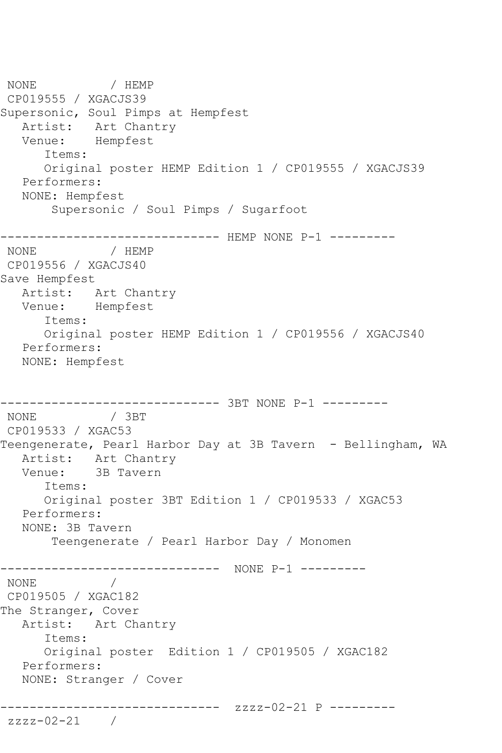```
NONE          / HEMP
 CP019555 / XGACJS39
Supersonic, Soul Pimps at Hempfest
   Artist:   Art Chantry
   Venue:    Hempfest
      Items:
      Original poster HEMP Edition 1 / CP019555 / XGACJS39
   Performers:
   NONE: Hempfest
       Supersonic / Soul Pimps / Sugarfoot

------------------------------ HEMP NONE P-1 ---------
 NONE          / HEMP
 CP019556 / XGACJS40
Save Hempfest
   Artist:   Art Chantry
   Venue:    Hempfest
      Items:
      Original poster HEMP Edition 1 / CP019556 / XGACJS40
   Performers:
   NONE: Hempfest


------------------------------ 3BT NONE P-1 ---------
 NONE          / 3BT
 CP019533 / XGAC53
Teengenerate, Pearl Harbor Day at 3B Tavern  - Bellingham, WA
   Artist:   Art Chantry
   Venue:    3B Tavern
      Items:
      Original poster 3BT Edition 1 / CP019533 / XGAC53
   Performers:
   NONE: 3B Tavern
       Teengenerate / Pearl Harbor Day / Monomen

------------------------------  NONE P-1 ---------
 NONE          /
 CP019505 / XGAC182
The Stranger, Cover
   Artist:   Art Chantry
      Items:
      Original poster  Edition 1 / CP019505 / XGAC182
   Performers:
   NONE: Stranger / Cover

------------------------------  zzzz-02-21 P ---------
 zzzz-02-21    /
```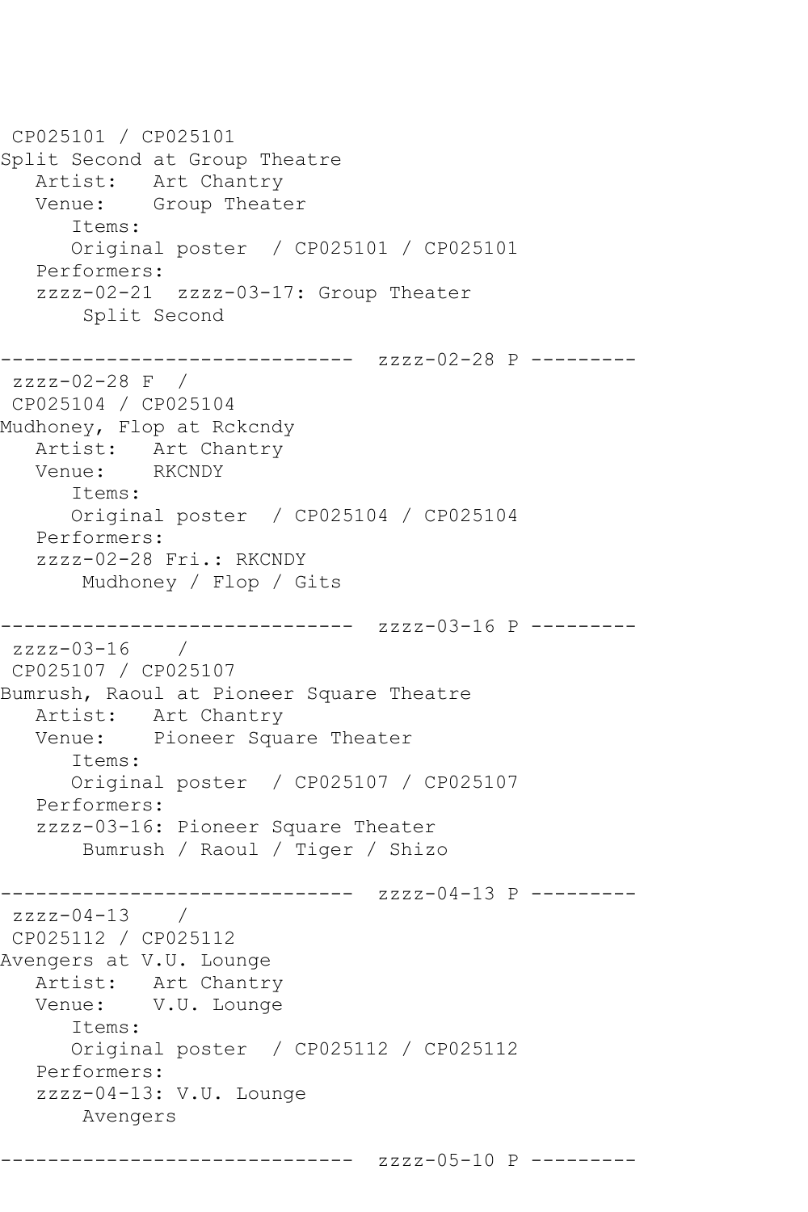```
 CP025101 / CP025101
Split Second at Group Theatre
   Artist:   Art Chantry
   Venue:    Group Theater
      Items:
      Original poster  / CP025101 / CP025101
   Performers:
   zzzz-02-21  zzzz-03-17: Group Theater
       Split Second

------------------------------  zzzz-02-28 P ---------
 zzzz-02-28 F  /
 CP025104 / CP025104
Mudhoney, Flop at Rckcndy
   Artist:   Art Chantry
   Venue:    RKCNDY
      Items:
      Original poster  / CP025104 / CP025104
   Performers:
   zzzz-02-28 Fri.: RKCNDY
       Mudhoney / Flop / Gits

------------------------------  zzzz-03-16 P ---------
 zzzz-03-16    /
 CP025107 / CP025107
Bumrush, Raoul at Pioneer Square Theatre
   Artist:   Art Chantry
   Venue:    Pioneer Square Theater
      Items:
      Original poster  / CP025107 / CP025107
   Performers:
   zzzz-03-16: Pioneer Square Theater
       Bumrush / Raoul / Tiger / Shizo

------------------------------  zzzz-04-13 P ---------
 zzzz-04-13    /
 CP025112 / CP025112
Avengers at V.U. Lounge
   Artist:   Art Chantry
   Venue:    V.U. Lounge
      Items:
      Original poster  / CP025112 / CP025112
   Performers:
   zzzz-04-13: V.U. Lounge
       Avengers

------------------------------  zzzz-05-10 P ---------
```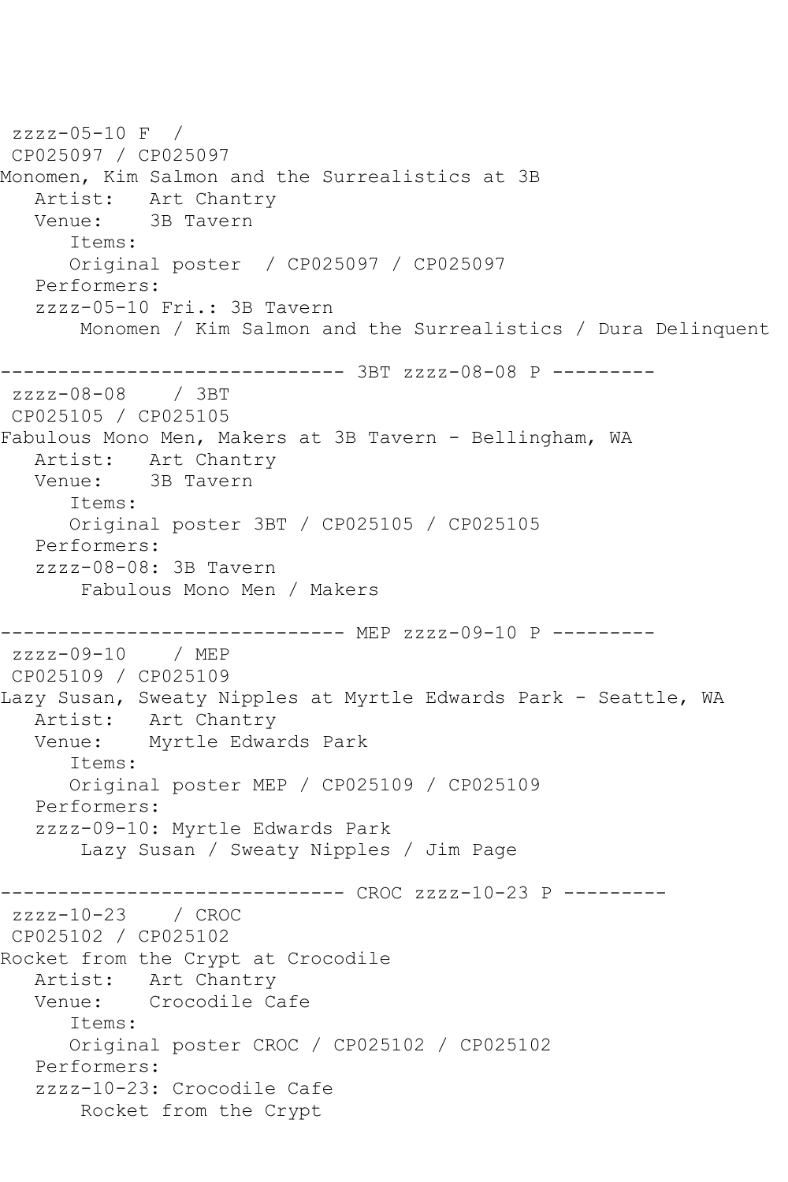```
 zzzz-05-10 F  / 
 CP025097 / CP025097
Monomen, Kim Salmon and the Surrealistics at 3B
   Artist:   Art Chantry
   Venue:    3B Tavern
      Items:
      Original poster  / CP025097 / CP025097
   Performers:
   zzzz-05-10 Fri.: 3B Tavern
       Monomen / Kim Salmon and the Surrealistics / Dura Delinquent

------------------------------ 3BT zzzz-08-08 P ---------
 zzzz-08-08    / 3BT
 CP025105 / CP025105
Fabulous Mono Men, Makers at 3B Tavern - Bellingham, WA
   Artist:   Art Chantry
   Venue:    3B Tavern
      Items:
      Original poster 3BT / CP025105 / CP025105
   Performers:
   zzzz-08-08: 3B Tavern
       Fabulous Mono Men / Makers

------------------------------ MEP zzzz-09-10 P ---------
 zzzz-09-10    / MEP
 CP025109 / CP025109
Lazy Susan, Sweaty Nipples at Myrtle Edwards Park - Seattle, WA
   Artist:   Art Chantry
   Venue:    Myrtle Edwards Park
      Items:
      Original poster MEP / CP025109 / CP025109
   Performers:
   zzzz-09-10: Myrtle Edwards Park
       Lazy Susan / Sweaty Nipples / Jim Page

------------------------------ CROC zzzz-10-23 P ---------
 zzzz-10-23    / CROC
 CP025102 / CP025102
Rocket from the Crypt at Crocodile
   Artist:   Art Chantry
   Venue:    Crocodile Cafe
      Items:
      Original poster CROC / CP025102 / CP025102
   Performers:
   zzzz-10-23: Crocodile Cafe
       Rocket from the Crypt
```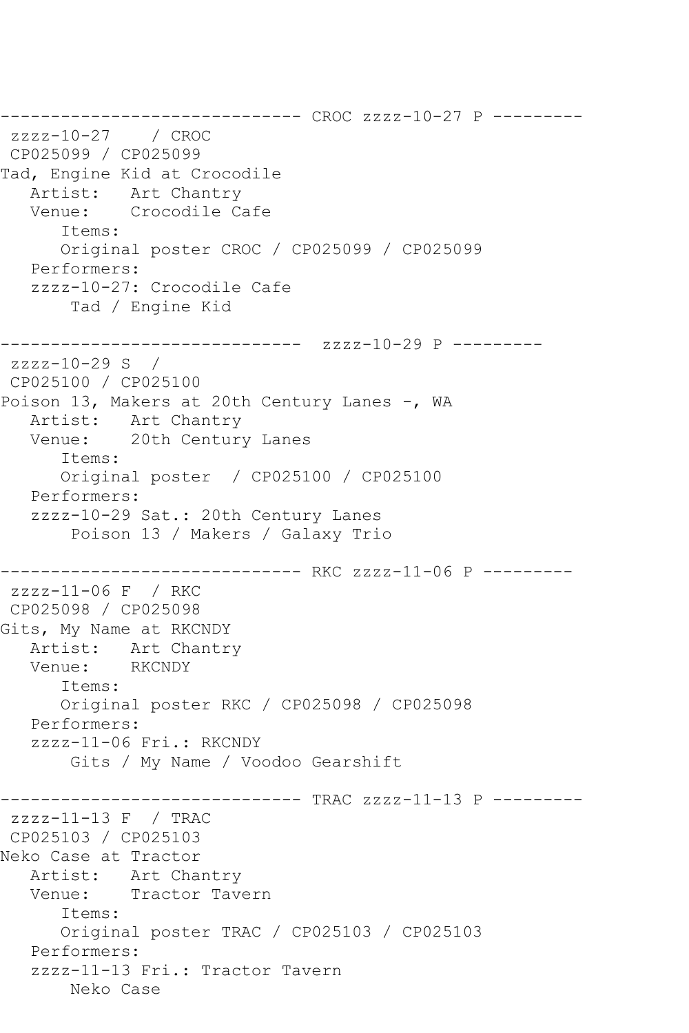```
------------------------------ CROC zzzz-10-27 P ---------
 zzzz-10-27    / CROC
 CP025099 / CP025099
Tad, Engine Kid at Crocodile
   Artist:   Art Chantry
   Venue:    Crocodile Cafe
      Items:
      Original poster CROC / CP025099 / CP025099
   Performers:
   zzzz-10-27: Crocodile Cafe
       Tad / Engine Kid

------------------------------  zzzz-10-29 P ---------
 zzzz-10-29 S  /
 CP025100 / CP025100
Poison 13, Makers at 20th Century Lanes -, WA
   Artist:   Art Chantry
   Venue:    20th Century Lanes
      Items:
      Original poster  / CP025100 / CP025100
   Performers:
   zzzz-10-29 Sat.: 20th Century Lanes
       Poison 13 / Makers / Galaxy Trio

------------------------------ RKC zzzz-11-06 P ---------
 zzzz-11-06 F  / RKC
 CP025098 / CP025098
Gits, My Name at RKCNDY
   Artist:   Art Chantry
   Venue:    RKCNDY
      Items:
      Original poster RKC / CP025098 / CP025098
   Performers:
   zzzz-11-06 Fri.: RKCNDY
       Gits / My Name / Voodoo Gearshift

------------------------------ TRAC zzzz-11-13 P ---------
 zzzz-11-13 F  / TRAC
 CP025103 / CP025103
Neko Case at Tractor
   Artist:   Art Chantry
   Venue:    Tractor Tavern
      Items:
      Original poster TRAC / CP025103 / CP025103
   Performers:
   zzzz-11-13 Fri.: Tractor Tavern
       Neko Case
```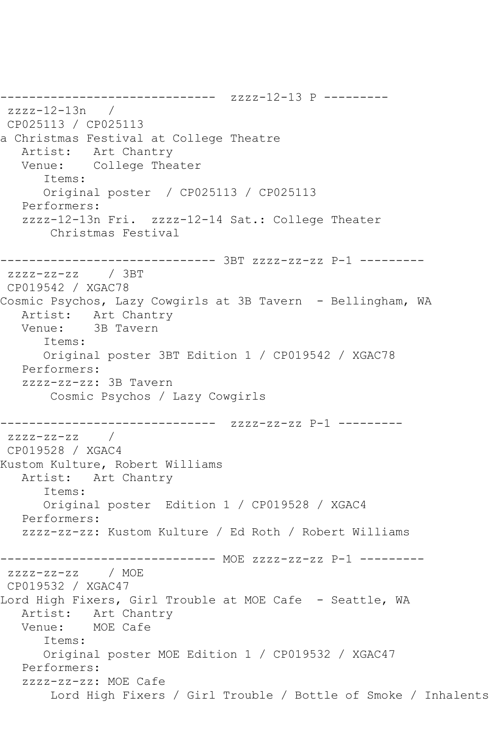```
------------------------------  zzzz-12-13 P ---------
 zzzz-12-13n   / 
 CP025113 / CP025113
a Christmas Festival at College Theatre
   Artist:   Art Chantry
   Venue:    College Theater
      Items:
      Original poster  / CP025113 / CP025113
   Performers:
   zzzz-12-13n Fri.  zzzz-12-14 Sat.: College Theater
       Christmas Festival

------------------------------ 3BT zzzz-zz-zz P-1 ---------
 zzzz-zz-zz    / 3BT
 CP019542 / XGAC78
Cosmic Psychos, Lazy Cowgirls at 3B Tavern  - Bellingham, WA
   Artist:   Art Chantry
   Venue:    3B Tavern
      Items:
      Original poster 3BT Edition 1 / CP019542 / XGAC78
   Performers:
   zzzz-zz-zz: 3B Tavern
       Cosmic Psychos / Lazy Cowgirls

------------------------------  zzzz-zz-zz P-1 ---------
 zzzz-zz-zz    / 
 CP019528 / XGAC4
Kustom Kulture, Robert Williams
   Artist:   Art Chantry
      Items:
      Original poster  Edition 1 / CP019528 / XGAC4
   Performers:
   zzzz-zz-zz: Kustom Kulture / Ed Roth / Robert Williams

------------------------------ MOE zzzz-zz-zz P-1 ---------
 zzzz-zz-zz    / MOE
 CP019532 / XGAC47
Lord High Fixers, Girl Trouble at MOE Cafe  - Seattle, WA
   Artist:   Art Chantry
   Venue:    MOE Cafe
      Items:
      Original poster MOE Edition 1 / CP019532 / XGAC47
   Performers:
   zzzz-zz-zz: MOE Cafe
       Lord High Fixers / Girl Trouble / Bottle of Smoke / Inhalents
```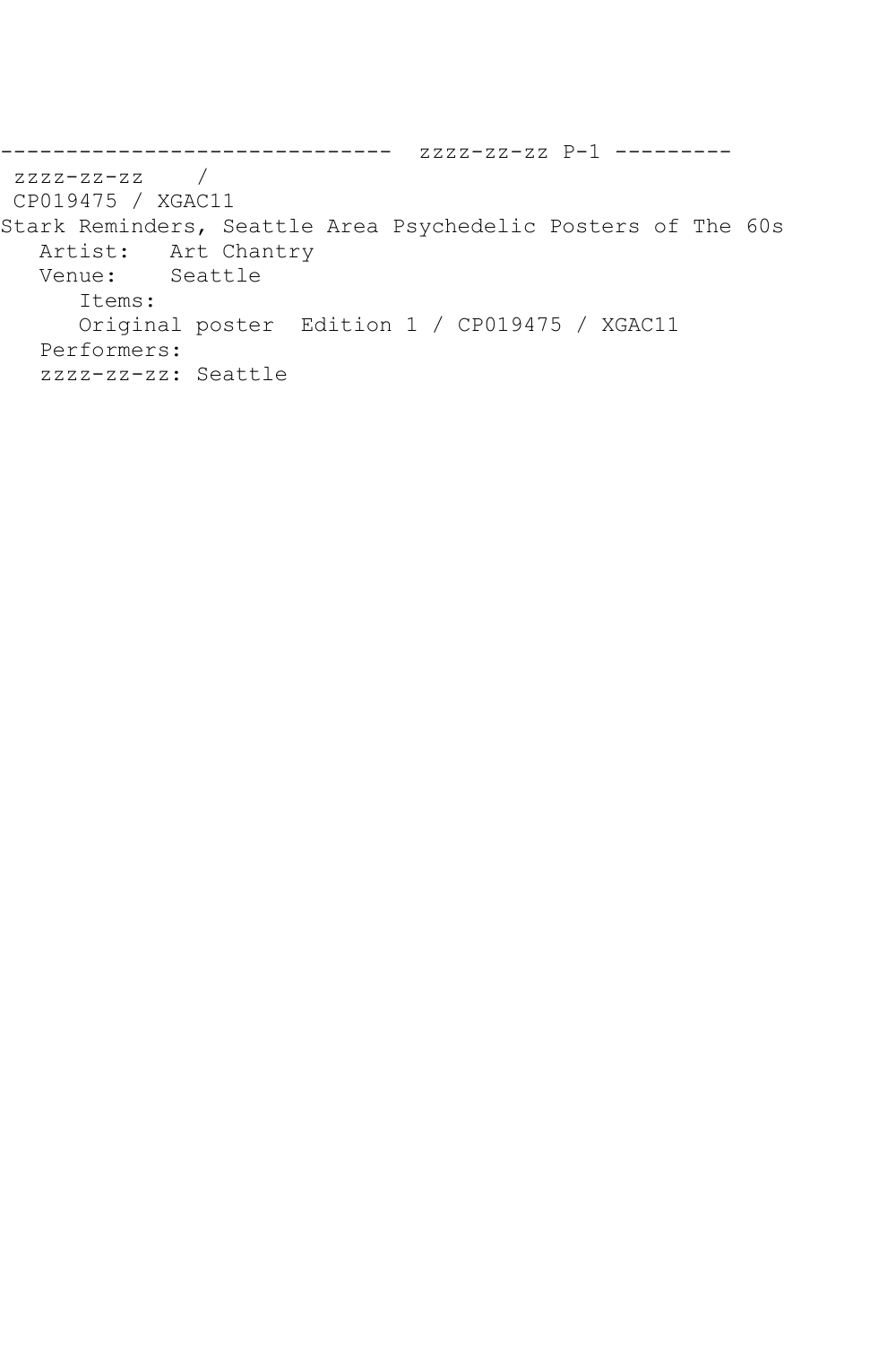------------------------------  zzzz-zz-zz P-1 ---------
zzzz-zz-zz    /
CP019475 / XGAC11
Stark Reminders, Seattle Area Psychedelic Posters of The 60s
Artist:   Art Chantry
Venue:    Seattle
Items:
Original poster  Edition 1 / CP019475 / XGAC11
Performers:
zzzz-zz-zz: Seattle